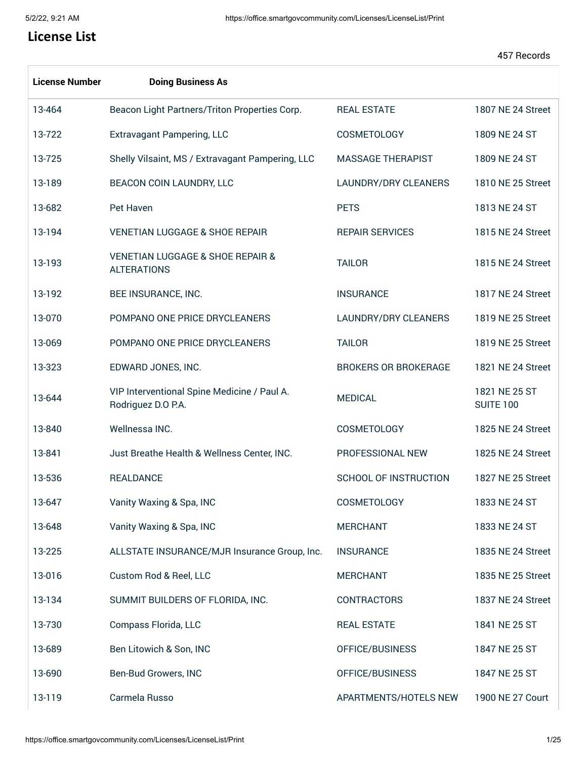# License List

457 Records

| License Number | Doing Business As | | |
|---|---|---|---|
| 13-464 | Beacon Light Partners/Triton Properties Corp. | REAL ESTATE | 1807 NE 24 Street |
| 13-722 | Extravagant Pampering, LLC | COSMETOLOGY | 1809 NE 24 ST |
| 13-725 | Shelly Vilsaint, MS / Extravagant Pampering, LLC | MASSAGE THERAPIST | 1809 NE 24 ST |
| 13-189 | BEACON COIN LAUNDRY, LLC | LAUNDRY/DRY CLEANERS | 1810 NE 25 Street |
| 13-682 | Pet Haven | PETS | 1813 NE 24 ST |
| 13-194 | VENETIAN LUGGAGE & SHOE REPAIR | REPAIR SERVICES | 1815 NE 24 Street |
| 13-193 | VENETIAN LUGGAGE & SHOE REPAIR & ALTERATIONS | TAILOR | 1815 NE 24 Street |
| 13-192 | BEE INSURANCE, INC. | INSURANCE | 1817 NE 24 Street |
| 13-070 | POMPANO ONE PRICE DRYCLEANERS | LAUNDRY/DRY CLEANERS | 1819 NE 25 Street |
| 13-069 | POMPANO ONE PRICE DRYCLEANERS | TAILOR | 1819 NE 25 Street |
| 13-323 | EDWARD JONES, INC. | BROKERS OR BROKERAGE | 1821 NE 24 Street |
| 13-644 | VIP Interventional Spine Medicine / Paul A. Rodriguez D.O P.A. | MEDICAL | 1821 NE 25 ST SUITE 100 |
| 13-840 | Wellnessa INC. | COSMETOLOGY | 1825 NE 24 Street |
| 13-841 | Just Breathe Health & Wellness Center, INC. | PROFESSIONAL NEW | 1825 NE 24 Street |
| 13-536 | REALDANCE | SCHOOL OF INSTRUCTION | 1827 NE 25 Street |
| 13-647 | Vanity Waxing & Spa, INC | COSMETOLOGY | 1833 NE 24 ST |
| 13-648 | Vanity Waxing & Spa, INC | MERCHANT | 1833 NE 24 ST |
| 13-225 | ALLSTATE INSURANCE/MJR Insurance Group, Inc. | INSURANCE | 1835 NE 24 Street |
| 13-016 | Custom Rod & Reel, LLC | MERCHANT | 1835 NE 25 Street |
| 13-134 | SUMMIT BUILDERS OF FLORIDA, INC. | CONTRACTORS | 1837 NE 24 Street |
| 13-730 | Compass Florida, LLC | REAL ESTATE | 1841 NE 25 ST |
| 13-689 | Ben Litowich & Son, INC | OFFICE/BUSINESS | 1847 NE 25 ST |
| 13-690 | Ben-Bud Growers, INC | OFFICE/BUSINESS | 1847 NE 25 ST |
| 13-119 | Carmela Russo | APARTMENTS/HOTELS NEW | 1900 NE 27 Court |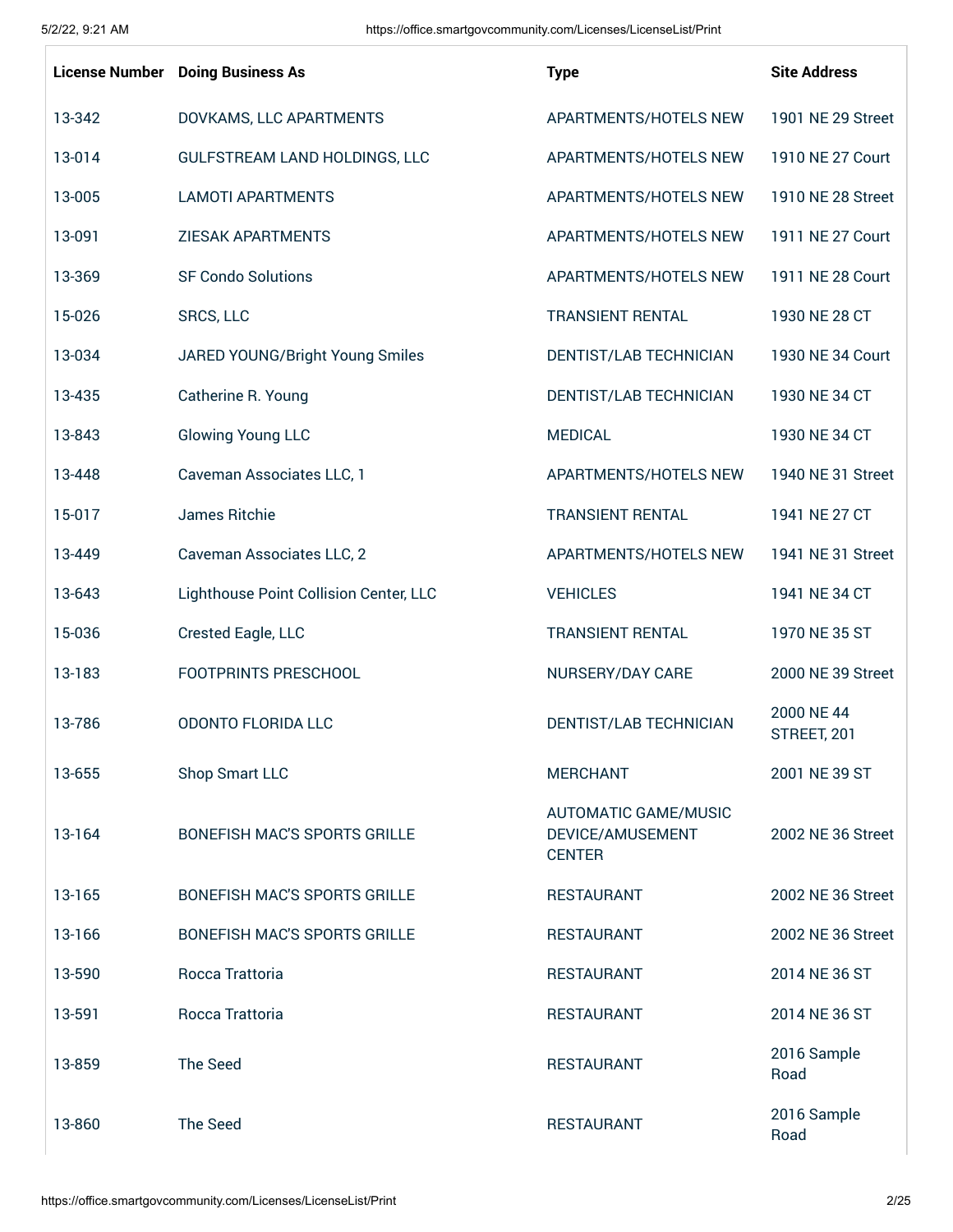| License Number | Doing Business As | Type | Site Address |
|---|---|---|---|
| 13-342 | DOVKAMS, LLC APARTMENTS | APARTMENTS/HOTELS NEW | 1901 NE 29 Street |
| 13-014 | GULFSTREAM LAND HOLDINGS, LLC | APARTMENTS/HOTELS NEW | 1910 NE 27 Court |
| 13-005 | LAMOTI APARTMENTS | APARTMENTS/HOTELS NEW | 1910 NE 28 Street |
| 13-091 | ZIESAK APARTMENTS | APARTMENTS/HOTELS NEW | 1911 NE 27 Court |
| 13-369 | SF Condo Solutions | APARTMENTS/HOTELS NEW | 1911 NE 28 Court |
| 15-026 | SRCS, LLC | TRANSIENT RENTAL | 1930 NE 28 CT |
| 13-034 | JARED YOUNG/Bright Young Smiles | DENTIST/LAB TECHNICIAN | 1930 NE 34 Court |
| 13-435 | Catherine R. Young | DENTIST/LAB TECHNICIAN | 1930 NE 34 CT |
| 13-843 | Glowing Young LLC | MEDICAL | 1930 NE 34 CT |
| 13-448 | Caveman Associates LLC, 1 | APARTMENTS/HOTELS NEW | 1940 NE 31 Street |
| 15-017 | James Ritchie | TRANSIENT RENTAL | 1941 NE 27 CT |
| 13-449 | Caveman Associates LLC, 2 | APARTMENTS/HOTELS NEW | 1941 NE 31 Street |
| 13-643 | Lighthouse Point Collision Center, LLC | VEHICLES | 1941 NE 34 CT |
| 15-036 | Crested Eagle, LLC | TRANSIENT RENTAL | 1970 NE 35 ST |
| 13-183 | FOOTPRINTS PRESCHOOL | NURSERY/DAY CARE | 2000 NE 39 Street |
| 13-786 | ODONTO FLORIDA LLC | DENTIST/LAB TECHNICIAN | 2000 NE 44 STREET, 201 |
| 13-655 | Shop Smart LLC | MERCHANT | 2001 NE 39 ST |
| 13-164 | BONEFISH MAC'S SPORTS GRILLE | AUTOMATIC GAME/MUSIC DEVICE/AMUSEMENT CENTER | 2002 NE 36 Street |
| 13-165 | BONEFISH MAC'S SPORTS GRILLE | RESTAURANT | 2002 NE 36 Street |
| 13-166 | BONEFISH MAC'S SPORTS GRILLE | RESTAURANT | 2002 NE 36 Street |
| 13-590 | Rocca Trattoria | RESTAURANT | 2014 NE 36 ST |
| 13-591 | Rocca Trattoria | RESTAURANT | 2014 NE 36 ST |
| 13-859 | The Seed | RESTAURANT | 2016 Sample Road |
| 13-860 | The Seed | RESTAURANT | 2016 Sample Road |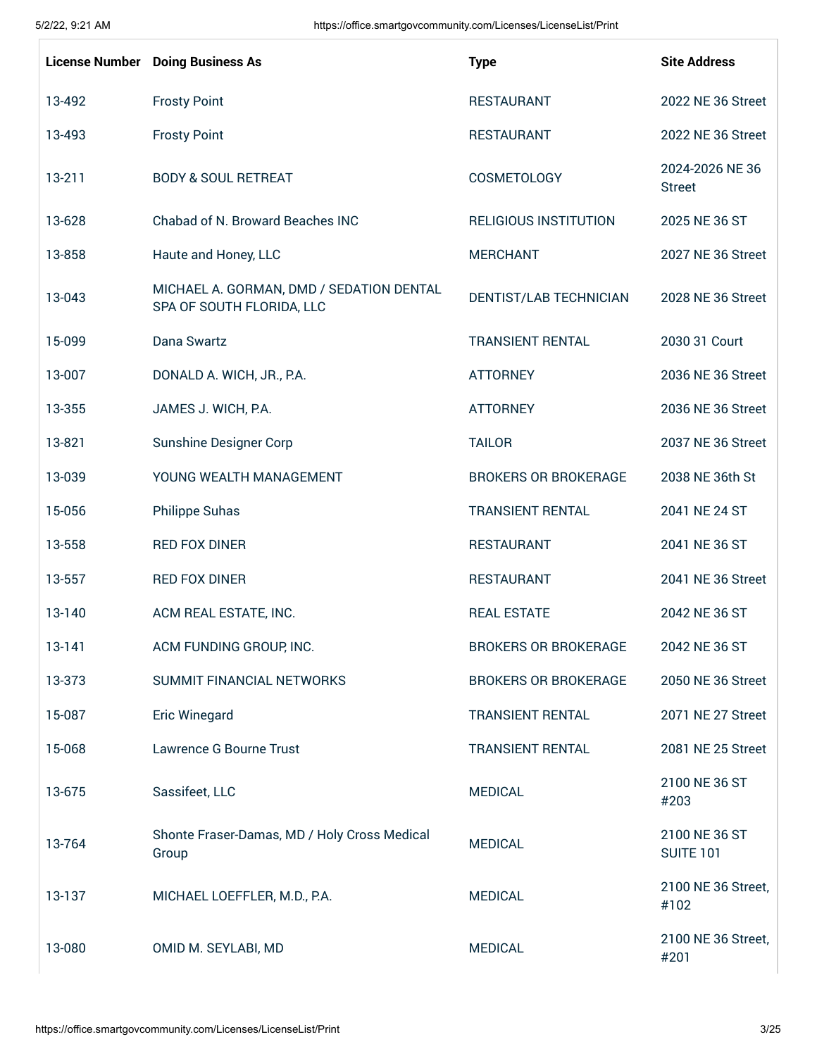| License Number | Doing Business As | Type | Site Address |
| --- | --- | --- | --- |
| 13-492 | Frosty Point | RESTAURANT | 2022 NE 36 Street |
| 13-493 | Frosty Point | RESTAURANT | 2022 NE 36 Street |
| 13-211 | BODY & SOUL RETREAT | COSMETOLOGY | 2024-2026 NE 36 Street |
| 13-628 | Chabad of N. Broward Beaches INC | RELIGIOUS INSTITUTION | 2025 NE 36 ST |
| 13-858 | Haute and Honey, LLC | MERCHANT | 2027 NE 36 Street |
| 13-043 | MICHAEL A. GORMAN, DMD / SEDATION DENTAL SPA OF SOUTH FLORIDA, LLC | DENTIST/LAB TECHNICIAN | 2028 NE 36 Street |
| 15-099 | Dana Swartz | TRANSIENT RENTAL | 2030 31 Court |
| 13-007 | DONALD A. WICH, JR., P.A. | ATTORNEY | 2036 NE 36 Street |
| 13-355 | JAMES J. WICH, P.A. | ATTORNEY | 2036 NE 36 Street |
| 13-821 | Sunshine Designer Corp | TAILOR | 2037 NE 36 Street |
| 13-039 | YOUNG WEALTH MANAGEMENT | BROKERS OR BROKERAGE | 2038 NE 36th St |
| 15-056 | Philippe Suhas | TRANSIENT RENTAL | 2041 NE 24 ST |
| 13-558 | RED FOX DINER | RESTAURANT | 2041 NE 36 ST |
| 13-557 | RED FOX DINER | RESTAURANT | 2041 NE 36 Street |
| 13-140 | ACM REAL ESTATE, INC. | REAL ESTATE | 2042 NE 36 ST |
| 13-141 | ACM FUNDING GROUP, INC. | BROKERS OR BROKERAGE | 2042 NE 36 ST |
| 13-373 | SUMMIT FINANCIAL NETWORKS | BROKERS OR BROKERAGE | 2050 NE 36 Street |
| 15-087 | Eric Winegard | TRANSIENT RENTAL | 2071 NE 27 Street |
| 15-068 | Lawrence G Bourne Trust | TRANSIENT RENTAL | 2081 NE 25 Street |
| 13-675 | Sassifeet, LLC | MEDICAL | 2100 NE 36 ST #203 |
| 13-764 | Shonte Fraser-Damas, MD / Holy Cross Medical Group | MEDICAL | 2100 NE 36 ST SUITE 101 |
| 13-137 | MICHAEL LOEFFLER, M.D., P.A. | MEDICAL | 2100 NE 36 Street, #102 |
| 13-080 | OMID M. SEYLABI, MD | MEDICAL | 2100 NE 36 Street, #201 |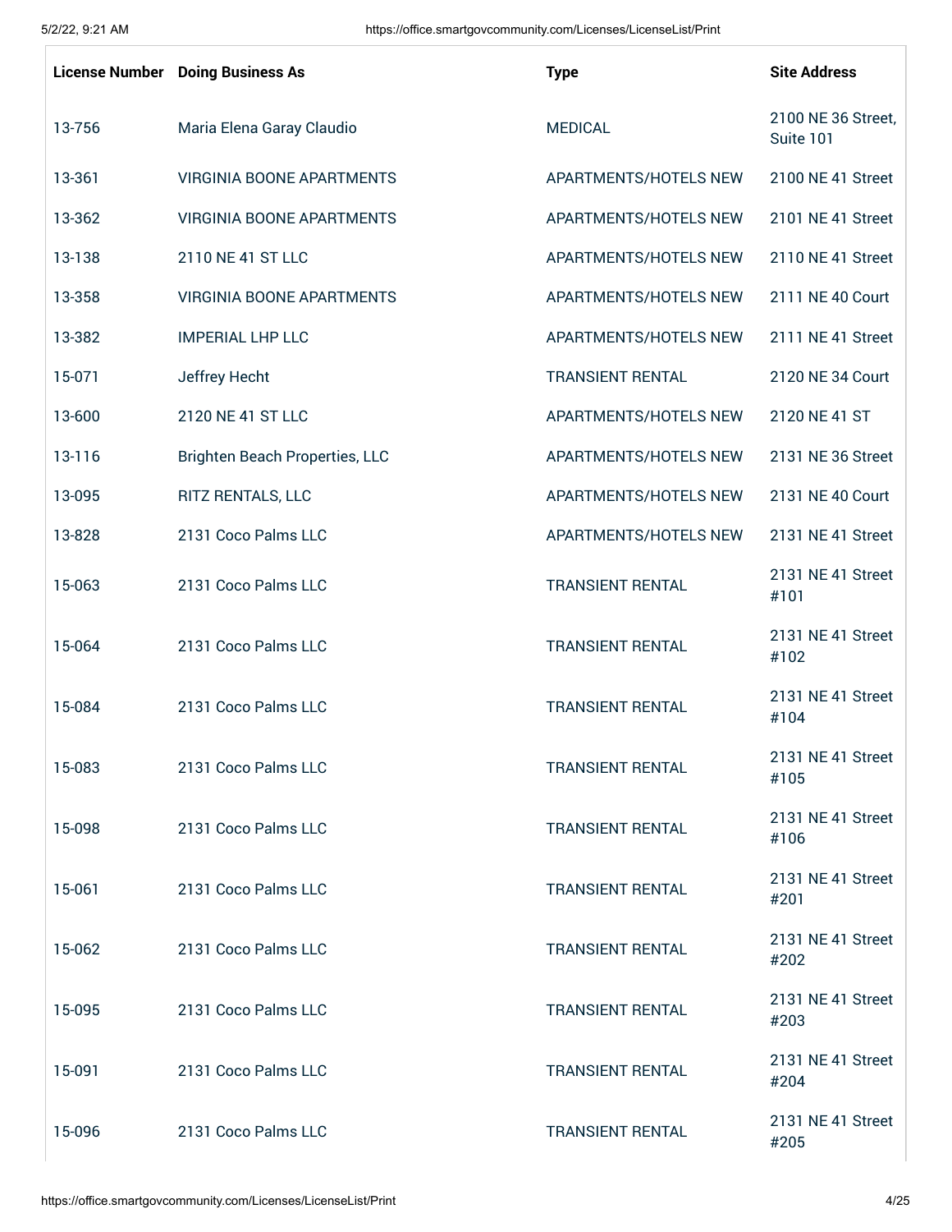| License Number | Doing Business As | Type | Site Address |
|---|---|---|---|
| 13-756 | Maria Elena Garay Claudio | MEDICAL | 2100 NE 36 Street, Suite 101 |
| 13-361 | VIRGINIA BOONE APARTMENTS | APARTMENTS/HOTELS NEW | 2100 NE 41 Street |
| 13-362 | VIRGINIA BOONE APARTMENTS | APARTMENTS/HOTELS NEW | 2101 NE 41 Street |
| 13-138 | 2110 NE 41 ST LLC | APARTMENTS/HOTELS NEW | 2110 NE 41 Street |
| 13-358 | VIRGINIA BOONE APARTMENTS | APARTMENTS/HOTELS NEW | 2111 NE 40 Court |
| 13-382 | IMPERIAL LHP LLC | APARTMENTS/HOTELS NEW | 2111 NE 41 Street |
| 15-071 | Jeffrey Hecht | TRANSIENT RENTAL | 2120 NE 34 Court |
| 13-600 | 2120 NE 41 ST LLC | APARTMENTS/HOTELS NEW | 2120 NE 41 ST |
| 13-116 | Brighten Beach Properties, LLC | APARTMENTS/HOTELS NEW | 2131 NE 36 Street |
| 13-095 | RITZ RENTALS, LLC | APARTMENTS/HOTELS NEW | 2131 NE 40 Court |
| 13-828 | 2131 Coco Palms LLC | APARTMENTS/HOTELS NEW | 2131 NE 41 Street |
| 15-063 | 2131 Coco Palms LLC | TRANSIENT RENTAL | 2131 NE 41 Street #101 |
| 15-064 | 2131 Coco Palms LLC | TRANSIENT RENTAL | 2131 NE 41 Street #102 |
| 15-084 | 2131 Coco Palms LLC | TRANSIENT RENTAL | 2131 NE 41 Street #104 |
| 15-083 | 2131 Coco Palms LLC | TRANSIENT RENTAL | 2131 NE 41 Street #105 |
| 15-098 | 2131 Coco Palms LLC | TRANSIENT RENTAL | 2131 NE 41 Street #106 |
| 15-061 | 2131 Coco Palms LLC | TRANSIENT RENTAL | 2131 NE 41 Street #201 |
| 15-062 | 2131 Coco Palms LLC | TRANSIENT RENTAL | 2131 NE 41 Street #202 |
| 15-095 | 2131 Coco Palms LLC | TRANSIENT RENTAL | 2131 NE 41 Street #203 |
| 15-091 | 2131 Coco Palms LLC | TRANSIENT RENTAL | 2131 NE 41 Street #204 |
| 15-096 | 2131 Coco Palms LLC | TRANSIENT RENTAL | 2131 NE 41 Street #205 |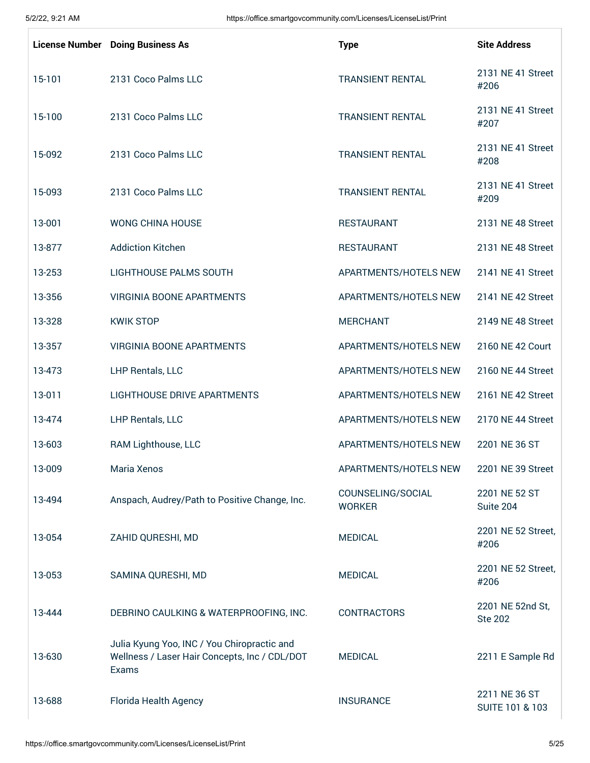| License Number | Doing Business As | Type | Site Address |
|---|---|---|---|
| 15-101 | 2131 Coco Palms LLC | TRANSIENT RENTAL | 2131 NE 41 Street #206 |
| 15-100 | 2131 Coco Palms LLC | TRANSIENT RENTAL | 2131 NE 41 Street #207 |
| 15-092 | 2131 Coco Palms LLC | TRANSIENT RENTAL | 2131 NE 41 Street #208 |
| 15-093 | 2131 Coco Palms LLC | TRANSIENT RENTAL | 2131 NE 41 Street #209 |
| 13-001 | WONG CHINA HOUSE | RESTAURANT | 2131 NE 48 Street |
| 13-877 | Addiction Kitchen | RESTAURANT | 2131 NE 48 Street |
| 13-253 | LIGHTHOUSE PALMS SOUTH | APARTMENTS/HOTELS NEW | 2141 NE 41 Street |
| 13-356 | VIRGINIA BOONE APARTMENTS | APARTMENTS/HOTELS NEW | 2141 NE 42 Street |
| 13-328 | KWIK STOP | MERCHANT | 2149 NE 48 Street |
| 13-357 | VIRGINIA BOONE APARTMENTS | APARTMENTS/HOTELS NEW | 2160 NE 42 Court |
| 13-473 | LHP Rentals, LLC | APARTMENTS/HOTELS NEW | 2160 NE 44 Street |
| 13-011 | LIGHTHOUSE DRIVE APARTMENTS | APARTMENTS/HOTELS NEW | 2161 NE 42 Street |
| 13-474 | LHP Rentals, LLC | APARTMENTS/HOTELS NEW | 2170 NE 44 Street |
| 13-603 | RAM Lighthouse, LLC | APARTMENTS/HOTELS NEW | 2201 NE 36 ST |
| 13-009 | Maria Xenos | APARTMENTS/HOTELS NEW | 2201 NE 39 Street |
| 13-494 | Anspach, Audrey/Path to Positive Change, Inc. | COUNSELING/SOCIAL WORKER | 2201 NE 52 ST Suite 204 |
| 13-054 | ZAHID QURESHI, MD | MEDICAL | 2201 NE 52 Street, #206 |
| 13-053 | SAMINA QURESHI, MD | MEDICAL | 2201 NE 52 Street, #206 |
| 13-444 | DEBRINO CAULKING & WATERPROOFING, INC. | CONTRACTORS | 2201 NE 52nd St, Ste 202 |
| 13-630 | Julia Kyung Yoo, INC / You Chiropractic and Wellness / Laser Hair Concepts, Inc / CDL/DOT Exams | MEDICAL | 2211 E Sample Rd |
| 13-688 | Florida Health Agency | INSURANCE | 2211 NE 36 ST SUITE 101 & 103 |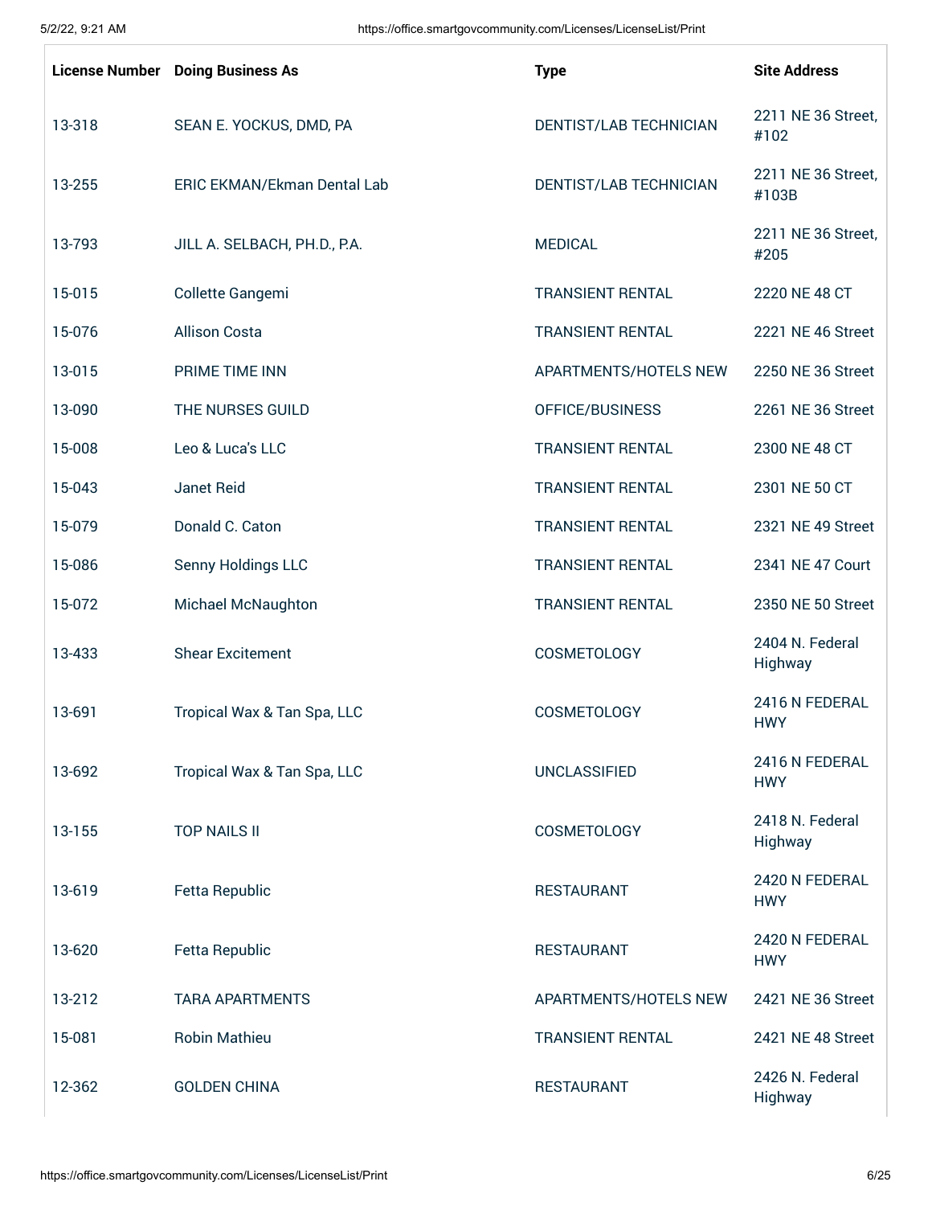| License Number | Doing Business As | Type | Site Address |
| --- | --- | --- | --- |
| 13-318 | SEAN E. YOCKUS, DMD, PA | DENTIST/LAB TECHNICIAN | 2211 NE 36 Street, #102 |
| 13-255 | ERIC EKMAN/Ekman Dental Lab | DENTIST/LAB TECHNICIAN | 2211 NE 36 Street, #103B |
| 13-793 | JILL A. SELBACH, PH.D., P.A. | MEDICAL | 2211 NE 36 Street, #205 |
| 15-015 | Collette Gangemi | TRANSIENT RENTAL | 2220 NE 48 CT |
| 15-076 | Allison Costa | TRANSIENT RENTAL | 2221 NE 46 Street |
| 13-015 | PRIME TIME INN | APARTMENTS/HOTELS NEW | 2250 NE 36 Street |
| 13-090 | THE NURSES GUILD | OFFICE/BUSINESS | 2261 NE 36 Street |
| 15-008 | Leo & Luca's LLC | TRANSIENT RENTAL | 2300 NE 48 CT |
| 15-043 | Janet Reid | TRANSIENT RENTAL | 2301 NE 50 CT |
| 15-079 | Donald C. Caton | TRANSIENT RENTAL | 2321 NE 49 Street |
| 15-086 | Senny Holdings LLC | TRANSIENT RENTAL | 2341 NE 47 Court |
| 15-072 | Michael McNaughton | TRANSIENT RENTAL | 2350 NE 50 Street |
| 13-433 | Shear Excitement | COSMETOLOGY | 2404 N. Federal Highway |
| 13-691 | Tropical Wax & Tan Spa, LLC | COSMETOLOGY | 2416 N FEDERAL HWY |
| 13-692 | Tropical Wax & Tan Spa, LLC | UNCLASSIFIED | 2416 N FEDERAL HWY |
| 13-155 | TOP NAILS II | COSMETOLOGY | 2418 N. Federal Highway |
| 13-619 | Fetta Republic | RESTAURANT | 2420 N FEDERAL HWY |
| 13-620 | Fetta Republic | RESTAURANT | 2420 N FEDERAL HWY |
| 13-212 | TARA APARTMENTS | APARTMENTS/HOTELS NEW | 2421 NE 36 Street |
| 15-081 | Robin Mathieu | TRANSIENT RENTAL | 2421 NE 48 Street |
| 12-362 | GOLDEN CHINA | RESTAURANT | 2426 N. Federal Highway |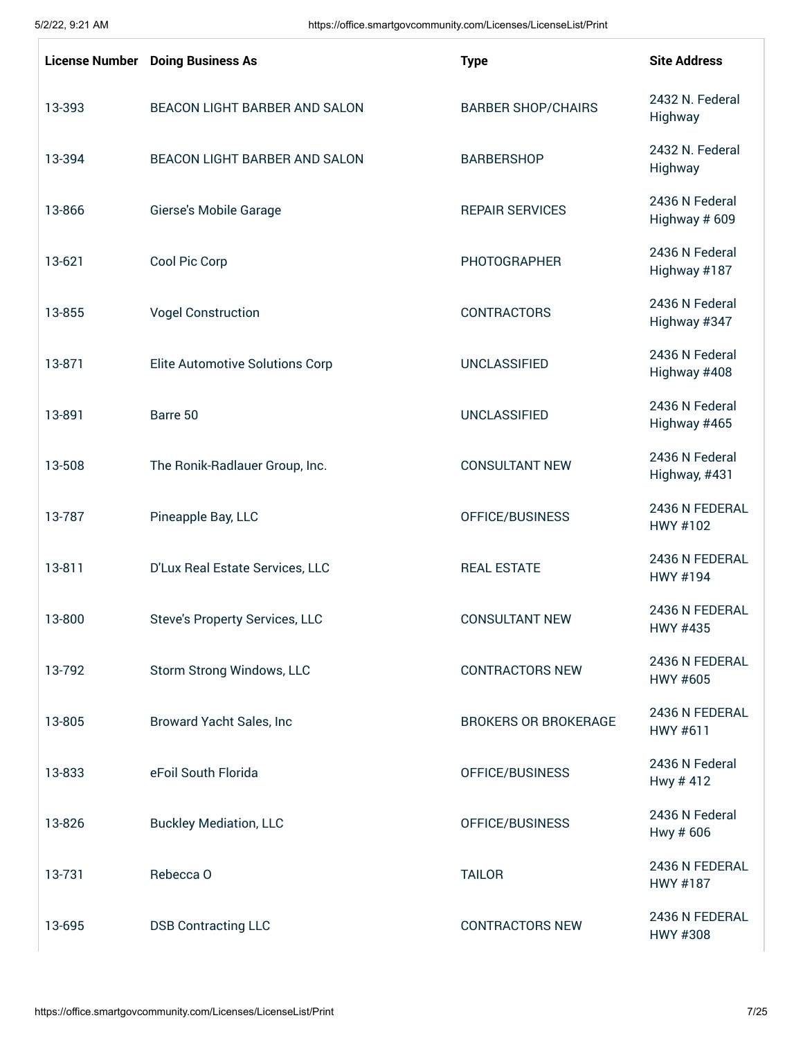| License Number | Doing Business As | Type | Site Address |
| --- | --- | --- | --- |
| 13-393 | BEACON LIGHT BARBER AND SALON | BARBER SHOP/CHAIRS | 2432 N. Federal Highway |
| 13-394 | BEACON LIGHT BARBER AND SALON | BARBERSHOP | 2432 N. Federal Highway |
| 13-866 | Gierse's Mobile Garage | REPAIR SERVICES | 2436 N Federal Highway # 609 |
| 13-621 | Cool Pic Corp | PHOTOGRAPHER | 2436 N Federal Highway #187 |
| 13-855 | Vogel Construction | CONTRACTORS | 2436 N Federal Highway #347 |
| 13-871 | Elite Automotive Solutions Corp | UNCLASSIFIED | 2436 N Federal Highway #408 |
| 13-891 | Barre 50 | UNCLASSIFIED | 2436 N Federal Highway #465 |
| 13-508 | The Ronik-Radlauer Group, Inc. | CONSULTANT NEW | 2436 N Federal Highway, #431 |
| 13-787 | Pineapple Bay, LLC | OFFICE/BUSINESS | 2436 N FEDERAL HWY #102 |
| 13-811 | D'Lux Real Estate Services, LLC | REAL ESTATE | 2436 N FEDERAL HWY #194 |
| 13-800 | Steve's Property Services, LLC | CONSULTANT NEW | 2436 N FEDERAL HWY #435 |
| 13-792 | Storm Strong Windows, LLC | CONTRACTORS NEW | 2436 N FEDERAL HWY #605 |
| 13-805 | Broward Yacht Sales, Inc | BROKERS OR BROKERAGE | 2436 N FEDERAL HWY #611 |
| 13-833 | eFoil South Florida | OFFICE/BUSINESS | 2436 N Federal Hwy # 412 |
| 13-826 | Buckley Mediation, LLC | OFFICE/BUSINESS | 2436 N Federal Hwy # 606 |
| 13-731 | Rebecca O | TAILOR | 2436 N FEDERAL HWY #187 |
| 13-695 | DSB Contracting LLC | CONTRACTORS NEW | 2436 N FEDERAL HWY #308 |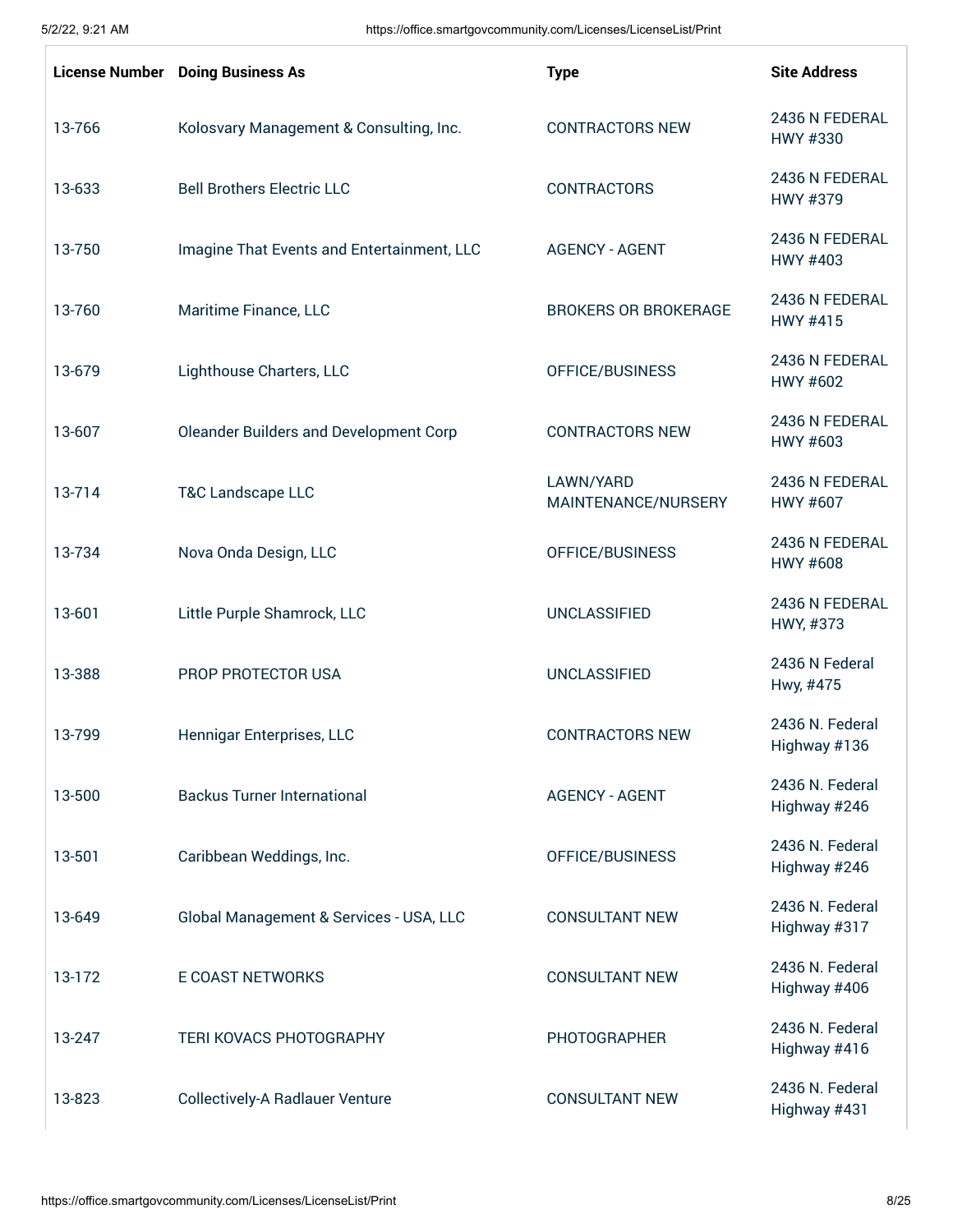| License Number | Doing Business As | Type | Site Address |
|---|---|---|---|
| 13-766 | Kolosvary Management & Consulting, Inc. | CONTRACTORS NEW | 2436 N FEDERAL HWY #330 |
| 13-633 | Bell Brothers Electric LLC | CONTRACTORS | 2436 N FEDERAL HWY #379 |
| 13-750 | Imagine That Events and Entertainment, LLC | AGENCY - AGENT | 2436 N FEDERAL HWY #403 |
| 13-760 | Maritime Finance, LLC | BROKERS OR BROKERAGE | 2436 N FEDERAL HWY #415 |
| 13-679 | Lighthouse Charters, LLC | OFFICE/BUSINESS | 2436 N FEDERAL HWY #602 |
| 13-607 | Oleander Builders and Development Corp | CONTRACTORS NEW | 2436 N FEDERAL HWY #603 |
| 13-714 | T&C Landscape LLC | LAWN/YARD MAINTENANCE/NURSERY | 2436 N FEDERAL HWY #607 |
| 13-734 | Nova Onda Design, LLC | OFFICE/BUSINESS | 2436 N FEDERAL HWY #608 |
| 13-601 | Little Purple Shamrock, LLC | UNCLASSIFIED | 2436 N FEDERAL HWY, #373 |
| 13-388 | PROP PROTECTOR USA | UNCLASSIFIED | 2436 N Federal Hwy, #475 |
| 13-799 | Hennigar Enterprises, LLC | CONTRACTORS NEW | 2436 N. Federal Highway #136 |
| 13-500 | Backus Turner International | AGENCY - AGENT | 2436 N. Federal Highway #246 |
| 13-501 | Caribbean Weddings, Inc. | OFFICE/BUSINESS | 2436 N. Federal Highway #246 |
| 13-649 | Global Management & Services - USA, LLC | CONSULTANT NEW | 2436 N. Federal Highway #317 |
| 13-172 | E COAST NETWORKS | CONSULTANT NEW | 2436 N. Federal Highway #406 |
| 13-247 | TERI KOVACS PHOTOGRAPHY | PHOTOGRAPHER | 2436 N. Federal Highway #416 |
| 13-823 | Collectively-A Radlauer Venture | CONSULTANT NEW | 2436 N. Federal Highway #431 |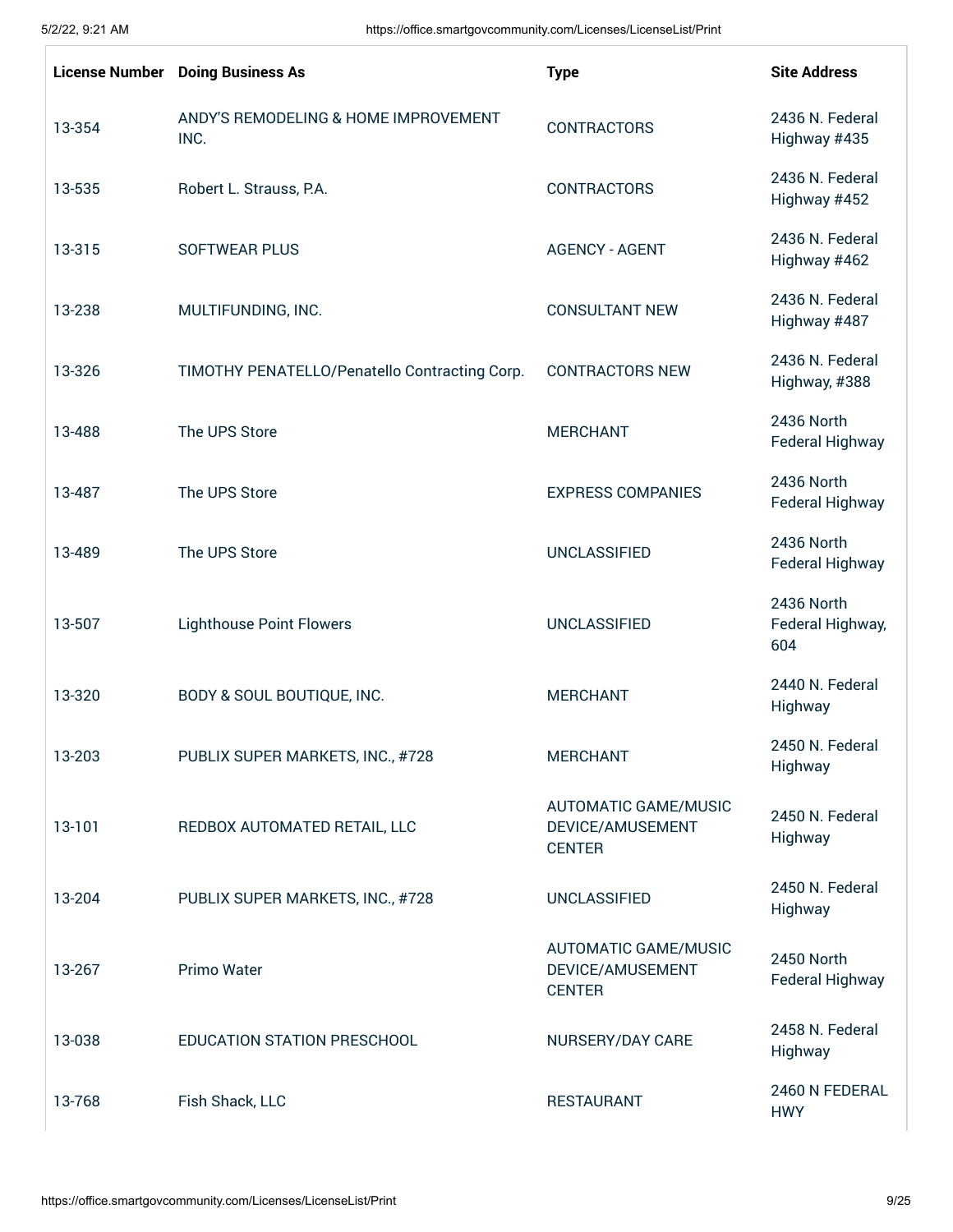| License Number | Doing Business As | Type | Site Address |
|---|---|---|---|
| 13-354 | ANDY'S REMODELING & HOME IMPROVEMENT INC. | CONTRACTORS | 2436 N. Federal Highway #435 |
| 13-535 | Robert L. Strauss, P.A. | CONTRACTORS | 2436 N. Federal Highway #452 |
| 13-315 | SOFTWEAR PLUS | AGENCY - AGENT | 2436 N. Federal Highway #462 |
| 13-238 | MULTIFUNDING, INC. | CONSULTANT NEW | 2436 N. Federal Highway #487 |
| 13-326 | TIMOTHY PENATELLO/Penatello Contracting Corp. | CONTRACTORS NEW | 2436 N. Federal Highway, #388 |
| 13-488 | The UPS Store | MERCHANT | 2436 North Federal Highway |
| 13-487 | The UPS Store | EXPRESS COMPANIES | 2436 North Federal Highway |
| 13-489 | The UPS Store | UNCLASSIFIED | 2436 North Federal Highway |
| 13-507 | Lighthouse Point Flowers | UNCLASSIFIED | 2436 North Federal Highway, 604 |
| 13-320 | BODY & SOUL BOUTIQUE, INC. | MERCHANT | 2440 N. Federal Highway |
| 13-203 | PUBLIX SUPER MARKETS, INC., #728 | MERCHANT | 2450 N. Federal Highway |
| 13-101 | REDBOX AUTOMATED RETAIL, LLC | AUTOMATIC GAME/MUSIC DEVICE/AMUSEMENT CENTER | 2450 N. Federal Highway |
| 13-204 | PUBLIX SUPER MARKETS, INC., #728 | UNCLASSIFIED | 2450 N. Federal Highway |
| 13-267 | Primo Water | AUTOMATIC GAME/MUSIC DEVICE/AMUSEMENT CENTER | 2450 North Federal Highway |
| 13-038 | EDUCATION STATION PRESCHOOL | NURSERY/DAY CARE | 2458 N. Federal Highway |
| 13-768 | Fish Shack, LLC | RESTAURANT | 2460 N FEDERAL HWY |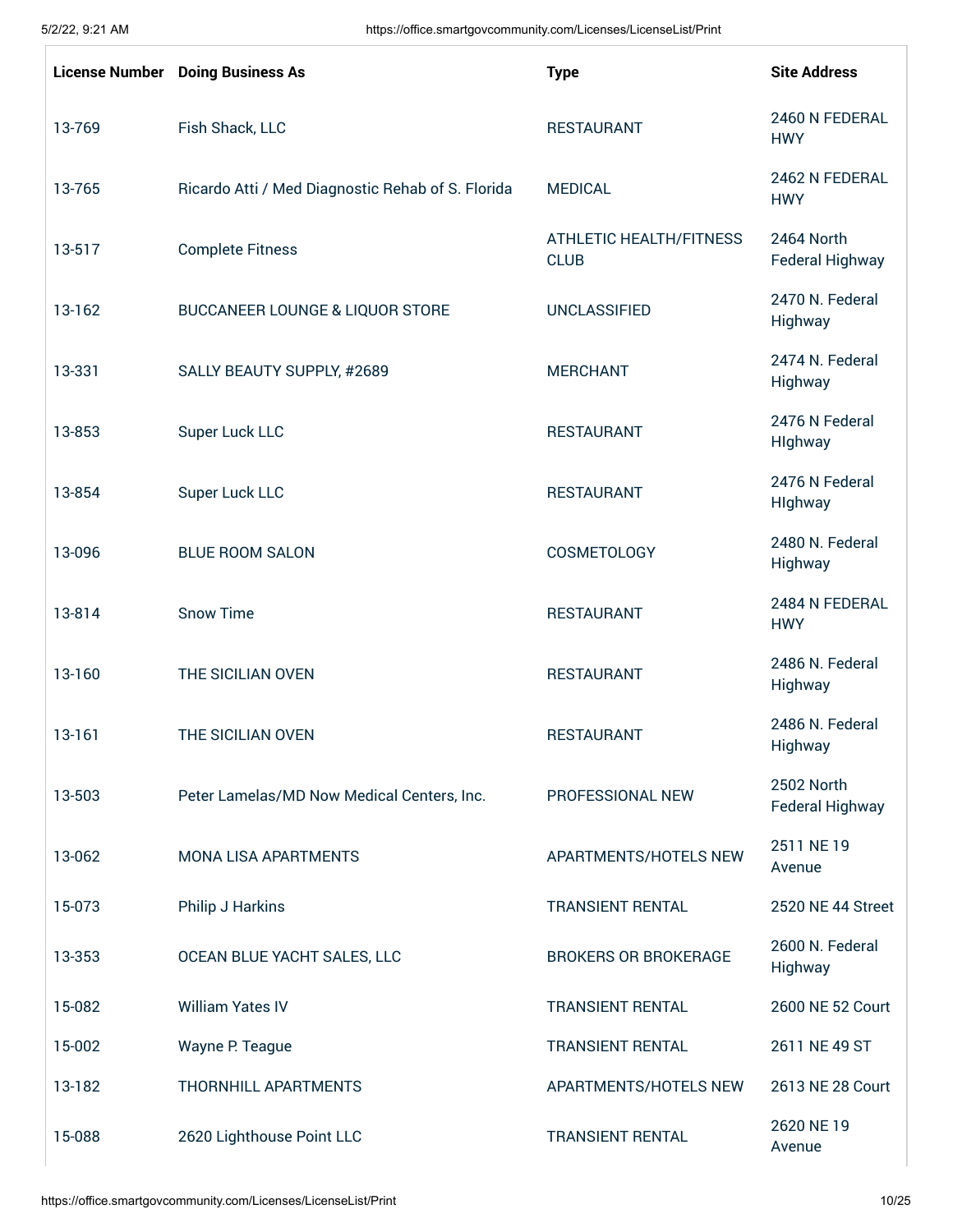| License Number | Doing Business As | Type | Site Address |
|---|---|---|---|
| 13-769 | Fish Shack, LLC | RESTAURANT | 2460 N FEDERAL HWY |
| 13-765 | Ricardo Atti / Med Diagnostic Rehab of S. Florida | MEDICAL | 2462 N FEDERAL HWY |
| 13-517 | Complete Fitness | ATHLETIC HEALTH/FITNESS CLUB | 2464 North Federal Highway |
| 13-162 | BUCCANEER LOUNGE & LIQUOR STORE | UNCLASSIFIED | 2470 N. Federal Highway |
| 13-331 | SALLY BEAUTY SUPPLY, #2689 | MERCHANT | 2474 N. Federal Highway |
| 13-853 | Super Luck LLC | RESTAURANT | 2476 N Federal HIghway |
| 13-854 | Super Luck LLC | RESTAURANT | 2476 N Federal HIghway |
| 13-096 | BLUE ROOM SALON | COSMETOLOGY | 2480 N. Federal Highway |
| 13-814 | Snow Time | RESTAURANT | 2484 N FEDERAL HWY |
| 13-160 | THE SICILIAN OVEN | RESTAURANT | 2486 N. Federal Highway |
| 13-161 | THE SICILIAN OVEN | RESTAURANT | 2486 N. Federal Highway |
| 13-503 | Peter Lamelas/MD Now Medical Centers, Inc. | PROFESSIONAL NEW | 2502 North Federal Highway |
| 13-062 | MONA LISA APARTMENTS | APARTMENTS/HOTELS NEW | 2511 NE 19 Avenue |
| 15-073 | Philip J Harkins | TRANSIENT RENTAL | 2520 NE 44 Street |
| 13-353 | OCEAN BLUE YACHT SALES, LLC | BROKERS OR BROKERAGE | 2600 N. Federal Highway |
| 15-082 | William Yates IV | TRANSIENT RENTAL | 2600 NE 52 Court |
| 15-002 | Wayne P. Teague | TRANSIENT RENTAL | 2611 NE 49 ST |
| 13-182 | THORNHILL APARTMENTS | APARTMENTS/HOTELS NEW | 2613 NE 28 Court |
| 15-088 | 2620 Lighthouse Point LLC | TRANSIENT RENTAL | 2620 NE 19 Avenue |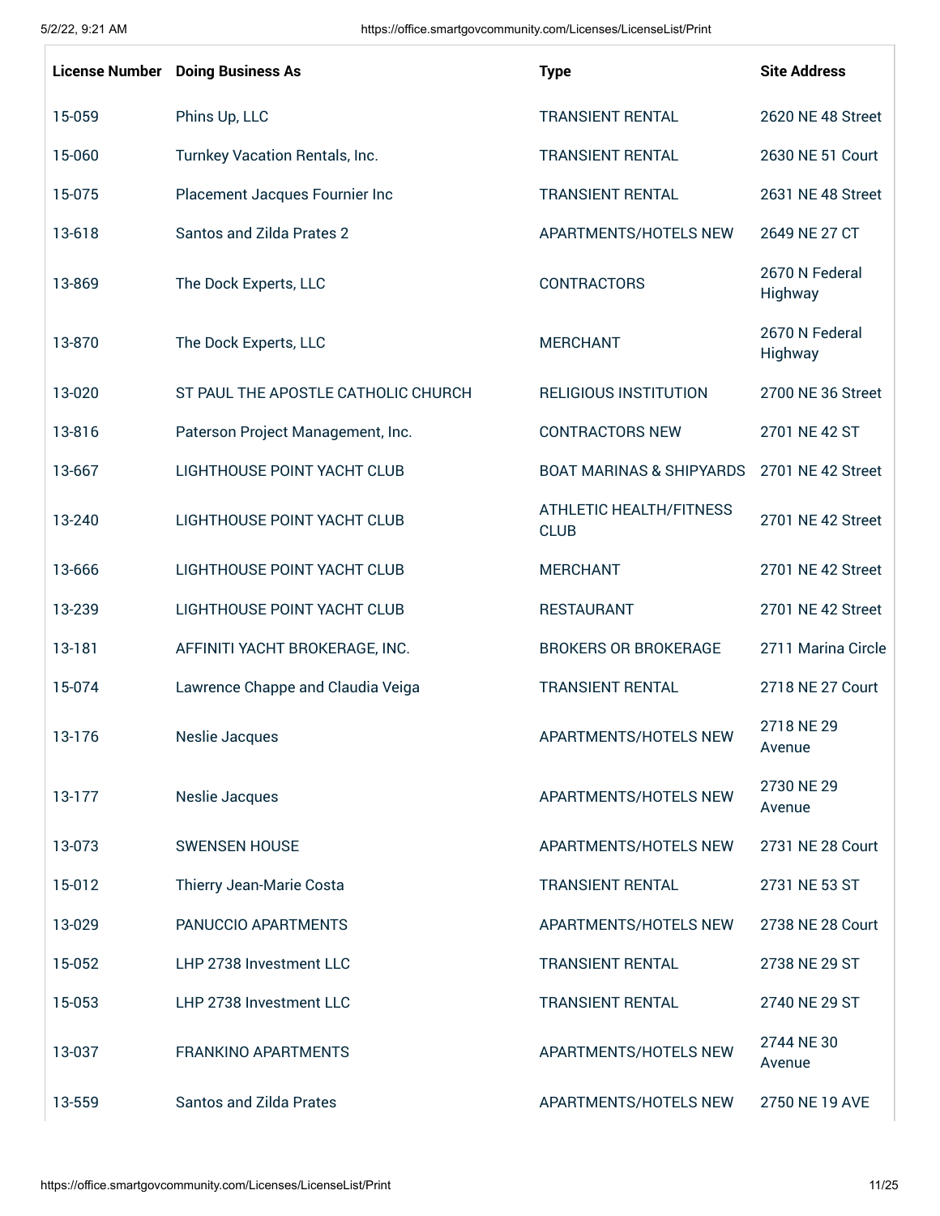| License Number | Doing Business As | Type | Site Address |
|---|---|---|---|
| 15-059 | Phins Up, LLC | TRANSIENT RENTAL | 2620 NE 48 Street |
| 15-060 | Turnkey Vacation Rentals, Inc. | TRANSIENT RENTAL | 2630 NE 51 Court |
| 15-075 | Placement Jacques Fournier Inc | TRANSIENT RENTAL | 2631 NE 48 Street |
| 13-618 | Santos and Zilda Prates 2 | APARTMENTS/HOTELS NEW | 2649 NE 27 CT |
| 13-869 | The Dock Experts, LLC | CONTRACTORS | 2670 N Federal Highway |
| 13-870 | The Dock Experts, LLC | MERCHANT | 2670 N Federal Highway |
| 13-020 | ST PAUL THE APOSTLE CATHOLIC CHURCH | RELIGIOUS INSTITUTION | 2700 NE 36 Street |
| 13-816 | Paterson Project Management, Inc. | CONTRACTORS NEW | 2701 NE 42 ST |
| 13-667 | LIGHTHOUSE POINT YACHT CLUB | BOAT MARINAS & SHIPYARDS | 2701 NE 42 Street |
| 13-240 | LIGHTHOUSE POINT YACHT CLUB | ATHLETIC HEALTH/FITNESS CLUB | 2701 NE 42 Street |
| 13-666 | LIGHTHOUSE POINT YACHT CLUB | MERCHANT | 2701 NE 42 Street |
| 13-239 | LIGHTHOUSE POINT YACHT CLUB | RESTAURANT | 2701 NE 42 Street |
| 13-181 | AFFINITI YACHT BROKERAGE, INC. | BROKERS OR BROKERAGE | 2711 Marina Circle |
| 15-074 | Lawrence Chappe and Claudia Veiga | TRANSIENT RENTAL | 2718 NE 27 Court |
| 13-176 | Neslie Jacques | APARTMENTS/HOTELS NEW | 2718 NE 29 Avenue |
| 13-177 | Neslie Jacques | APARTMENTS/HOTELS NEW | 2730 NE 29 Avenue |
| 13-073 | SWENSEN HOUSE | APARTMENTS/HOTELS NEW | 2731 NE 28 Court |
| 15-012 | Thierry Jean-Marie Costa | TRANSIENT RENTAL | 2731 NE 53 ST |
| 13-029 | PANUCCIO APARTMENTS | APARTMENTS/HOTELS NEW | 2738 NE 28 Court |
| 15-052 | LHP 2738 Investment LLC | TRANSIENT RENTAL | 2738 NE 29 ST |
| 15-053 | LHP 2738 Investment LLC | TRANSIENT RENTAL | 2740 NE 29 ST |
| 13-037 | FRANKINO APARTMENTS | APARTMENTS/HOTELS NEW | 2744 NE 30 Avenue |
| 13-559 | Santos and Zilda Prates | APARTMENTS/HOTELS NEW | 2750 NE 19 AVE |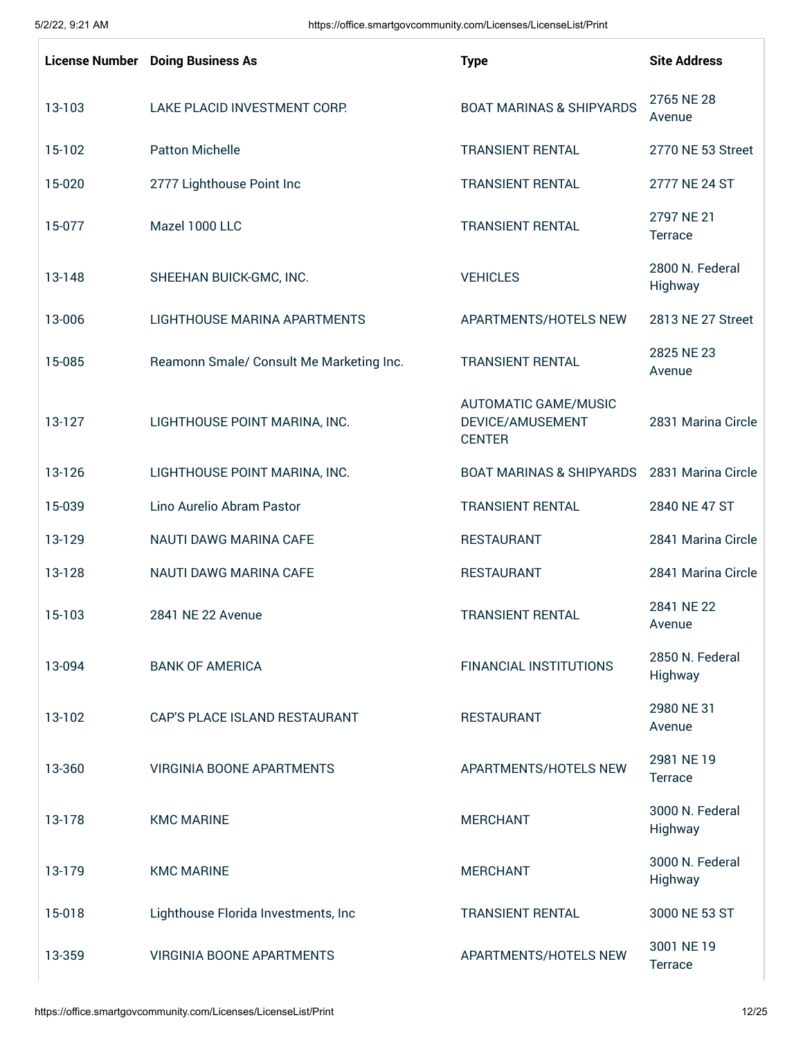| License Number | Doing Business As | Type | Site Address |
|---|---|---|---|
| 13-103 | LAKE PLACID INVESTMENT CORP. | BOAT MARINAS & SHIPYARDS | 2765 NE 28 Avenue |
| 15-102 | Patton Michelle | TRANSIENT RENTAL | 2770 NE 53 Street |
| 15-020 | 2777 Lighthouse Point Inc | TRANSIENT RENTAL | 2777 NE 24 ST |
| 15-077 | Mazel 1000 LLC | TRANSIENT RENTAL | 2797 NE 21 Terrace |
| 13-148 | SHEEHAN BUICK-GMC, INC. | VEHICLES | 2800 N. Federal Highway |
| 13-006 | LIGHTHOUSE MARINA APARTMENTS | APARTMENTS/HOTELS NEW | 2813 NE 27 Street |
| 15-085 | Reamonn Smale/ Consult Me Marketing Inc. | TRANSIENT RENTAL | 2825 NE 23 Avenue |
| 13-127 | LIGHTHOUSE POINT MARINA, INC. | AUTOMATIC GAME/MUSIC DEVICE/AMUSEMENT CENTER | 2831 Marina Circle |
| 13-126 | LIGHTHOUSE POINT MARINA, INC. | BOAT MARINAS & SHIPYARDS | 2831 Marina Circle |
| 15-039 | Lino Aurelio Abram Pastor | TRANSIENT RENTAL | 2840 NE 47 ST |
| 13-129 | NAUTI DAWG MARINA CAFE | RESTAURANT | 2841 Marina Circle |
| 13-128 | NAUTI DAWG MARINA CAFE | RESTAURANT | 2841 Marina Circle |
| 15-103 | 2841 NE 22 Avenue | TRANSIENT RENTAL | 2841 NE 22 Avenue |
| 13-094 | BANK OF AMERICA | FINANCIAL INSTITUTIONS | 2850 N. Federal Highway |
| 13-102 | CAP'S PLACE ISLAND RESTAURANT | RESTAURANT | 2980 NE 31 Avenue |
| 13-360 | VIRGINIA BOONE APARTMENTS | APARTMENTS/HOTELS NEW | 2981 NE 19 Terrace |
| 13-178 | KMC MARINE | MERCHANT | 3000 N. Federal Highway |
| 13-179 | KMC MARINE | MERCHANT | 3000 N. Federal Highway |
| 15-018 | Lighthouse Florida Investments, Inc | TRANSIENT RENTAL | 3000 NE 53 ST |
| 13-359 | VIRGINIA BOONE APARTMENTS | APARTMENTS/HOTELS NEW | 3001 NE 19 Terrace |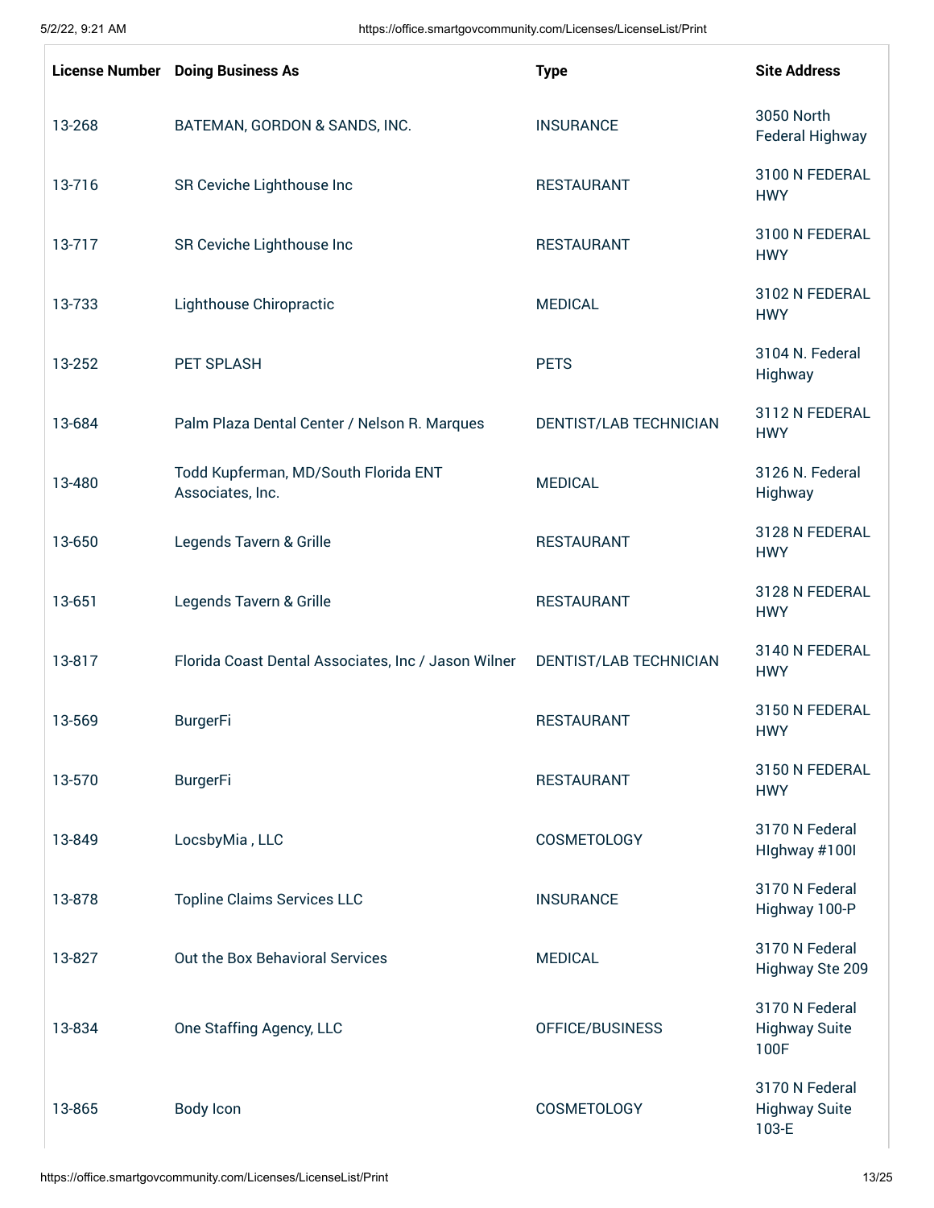| License Number | Doing Business As | Type | Site Address |
|---|---|---|---|
| 13-268 | BATEMAN, GORDON & SANDS, INC. | INSURANCE | 3050 North Federal Highway |
| 13-716 | SR Ceviche Lighthouse Inc | RESTAURANT | 3100 N FEDERAL HWY |
| 13-717 | SR Ceviche Lighthouse Inc | RESTAURANT | 3100 N FEDERAL HWY |
| 13-733 | Lighthouse Chiropractic | MEDICAL | 3102 N FEDERAL HWY |
| 13-252 | PET SPLASH | PETS | 3104 N. Federal Highway |
| 13-684 | Palm Plaza Dental Center / Nelson R. Marques | DENTIST/LAB TECHNICIAN | 3112 N FEDERAL HWY |
| 13-480 | Todd Kupferman, MD/South Florida ENT Associates, Inc. | MEDICAL | 3126 N. Federal Highway |
| 13-650 | Legends Tavern & Grille | RESTAURANT | 3128 N FEDERAL HWY |
| 13-651 | Legends Tavern & Grille | RESTAURANT | 3128 N FEDERAL HWY |
| 13-817 | Florida Coast Dental Associates, Inc / Jason Wilner | DENTIST/LAB TECHNICIAN | 3140 N FEDERAL HWY |
| 13-569 | BurgerFi | RESTAURANT | 3150 N FEDERAL HWY |
| 13-570 | BurgerFi | RESTAURANT | 3150 N FEDERAL HWY |
| 13-849 | LocsbyMia , LLC | COSMETOLOGY | 3170 N Federal HIghway #100I |
| 13-878 | Topline Claims Services LLC | INSURANCE | 3170 N Federal Highway 100-P |
| 13-827 | Out the Box Behavioral Services | MEDICAL | 3170 N Federal Highway Ste 209 |
| 13-834 | One Staffing Agency, LLC | OFFICE/BUSINESS | 3170 N Federal Highway Suite 100F |
| 13-865 | Body Icon | COSMETOLOGY | 3170 N Federal Highway Suite 103-E |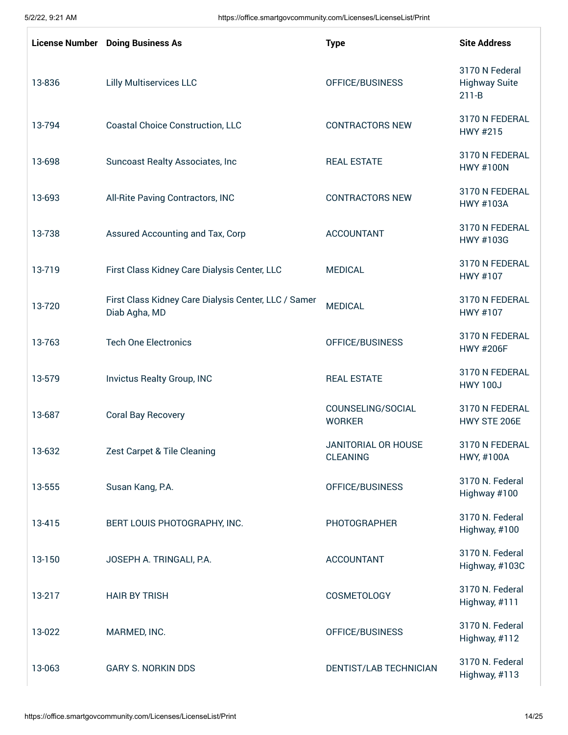| License Number | Doing Business As | Type | Site Address |
|---|---|---|---|
| 13-836 | Lilly Multiservices LLC | OFFICE/BUSINESS | 3170 N Federal Highway Suite 211-B |
| 13-794 | Coastal Choice Construction, LLC | CONTRACTORS NEW | 3170 N FEDERAL HWY #215 |
| 13-698 | Suncoast Realty Associates, Inc | REAL ESTATE | 3170 N FEDERAL HWY #100N |
| 13-693 | All-Rite Paving Contractors, INC | CONTRACTORS NEW | 3170 N FEDERAL HWY #103A |
| 13-738 | Assured Accounting and Tax, Corp | ACCOUNTANT | 3170 N FEDERAL HWY #103G |
| 13-719 | First Class Kidney Care Dialysis Center, LLC | MEDICAL | 3170 N FEDERAL HWY #107 |
| 13-720 | First Class Kidney Care Dialysis Center, LLC / Samer Diab Agha, MD | MEDICAL | 3170 N FEDERAL HWY #107 |
| 13-763 | Tech One Electronics | OFFICE/BUSINESS | 3170 N FEDERAL HWY #206F |
| 13-579 | Invictus Realty Group, INC | REAL ESTATE | 3170 N FEDERAL HWY 100J |
| 13-687 | Coral Bay Recovery | COUNSELING/SOCIAL WORKER | 3170 N FEDERAL HWY STE 206E |
| 13-632 | Zest Carpet & Tile Cleaning | JANITORIAL OR HOUSE CLEANING | 3170 N FEDERAL HWY, #100A |
| 13-555 | Susan Kang, P.A. | OFFICE/BUSINESS | 3170 N. Federal Highway #100 |
| 13-415 | BERT LOUIS PHOTOGRAPHY, INC. | PHOTOGRAPHER | 3170 N. Federal Highway, #100 |
| 13-150 | JOSEPH A. TRINGALI, P.A. | ACCOUNTANT | 3170 N. Federal Highway, #103C |
| 13-217 | HAIR BY TRISH | COSMETOLOGY | 3170 N. Federal Highway, #111 |
| 13-022 | MARMED, INC. | OFFICE/BUSINESS | 3170 N. Federal Highway, #112 |
| 13-063 | GARY S. NORKIN DDS | DENTIST/LAB TECHNICIAN | 3170 N. Federal Highway, #113 |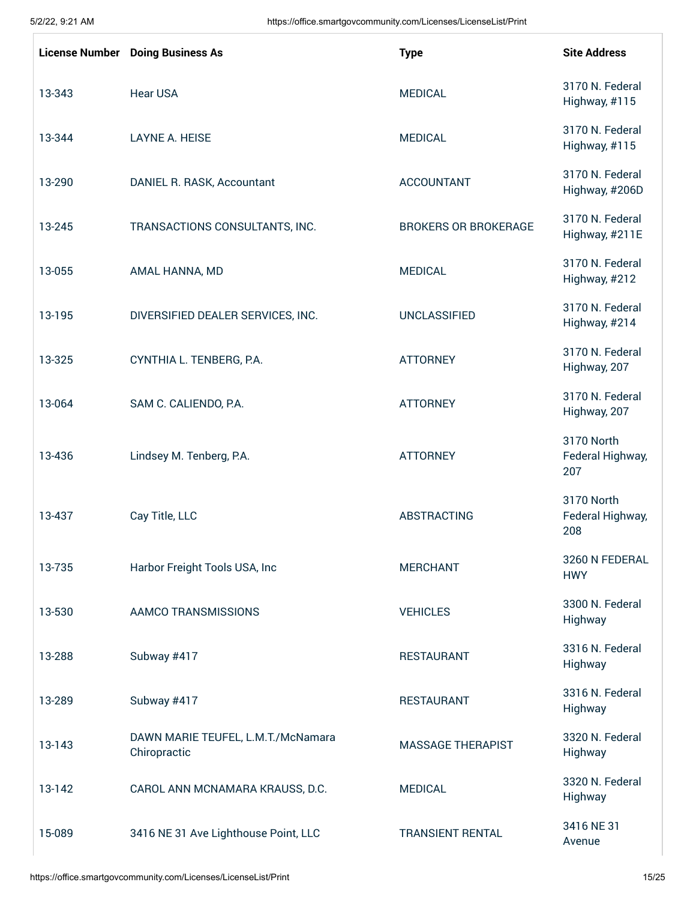| License Number | Doing Business As | Type | Site Address |
|---|---|---|---|
| 13-343 | Hear USA | MEDICAL | 3170 N. Federal Highway, #115 |
| 13-344 | LAYNE A. HEISE | MEDICAL | 3170 N. Federal Highway, #115 |
| 13-290 | DANIEL R. RASK, Accountant | ACCOUNTANT | 3170 N. Federal Highway, #206D |
| 13-245 | TRANSACTIONS CONSULTANTS, INC. | BROKERS OR BROKERAGE | 3170 N. Federal Highway, #211E |
| 13-055 | AMAL HANNA, MD | MEDICAL | 3170 N. Federal Highway, #212 |
| 13-195 | DIVERSIFIED DEALER SERVICES, INC. | UNCLASSIFIED | 3170 N. Federal Highway, #214 |
| 13-325 | CYNTHIA L. TENBERG, P.A. | ATTORNEY | 3170 N. Federal Highway, 207 |
| 13-064 | SAM C. CALIENDO, P.A. | ATTORNEY | 3170 N. Federal Highway, 207 |
| 13-436 | Lindsey M. Tenberg, P.A. | ATTORNEY | 3170 North Federal Highway, 207 |
| 13-437 | Cay Title, LLC | ABSTRACTING | 3170 North Federal Highway, 208 |
| 13-735 | Harbor Freight Tools USA, Inc | MERCHANT | 3260 N FEDERAL HWY |
| 13-530 | AAMCO TRANSMISSIONS | VEHICLES | 3300 N. Federal Highway |
| 13-288 | Subway #417 | RESTAURANT | 3316 N. Federal Highway |
| 13-289 | Subway #417 | RESTAURANT | 3316 N. Federal Highway |
| 13-143 | DAWN MARIE TEUFEL, L.M.T./McNamara Chiropractic | MASSAGE THERAPIST | 3320 N. Federal Highway |
| 13-142 | CAROL ANN MCNAMARA KRAUSS, D.C. | MEDICAL | 3320 N. Federal Highway |
| 15-089 | 3416 NE 31 Ave Lighthouse Point, LLC | TRANSIENT RENTAL | 3416 NE 31 Avenue |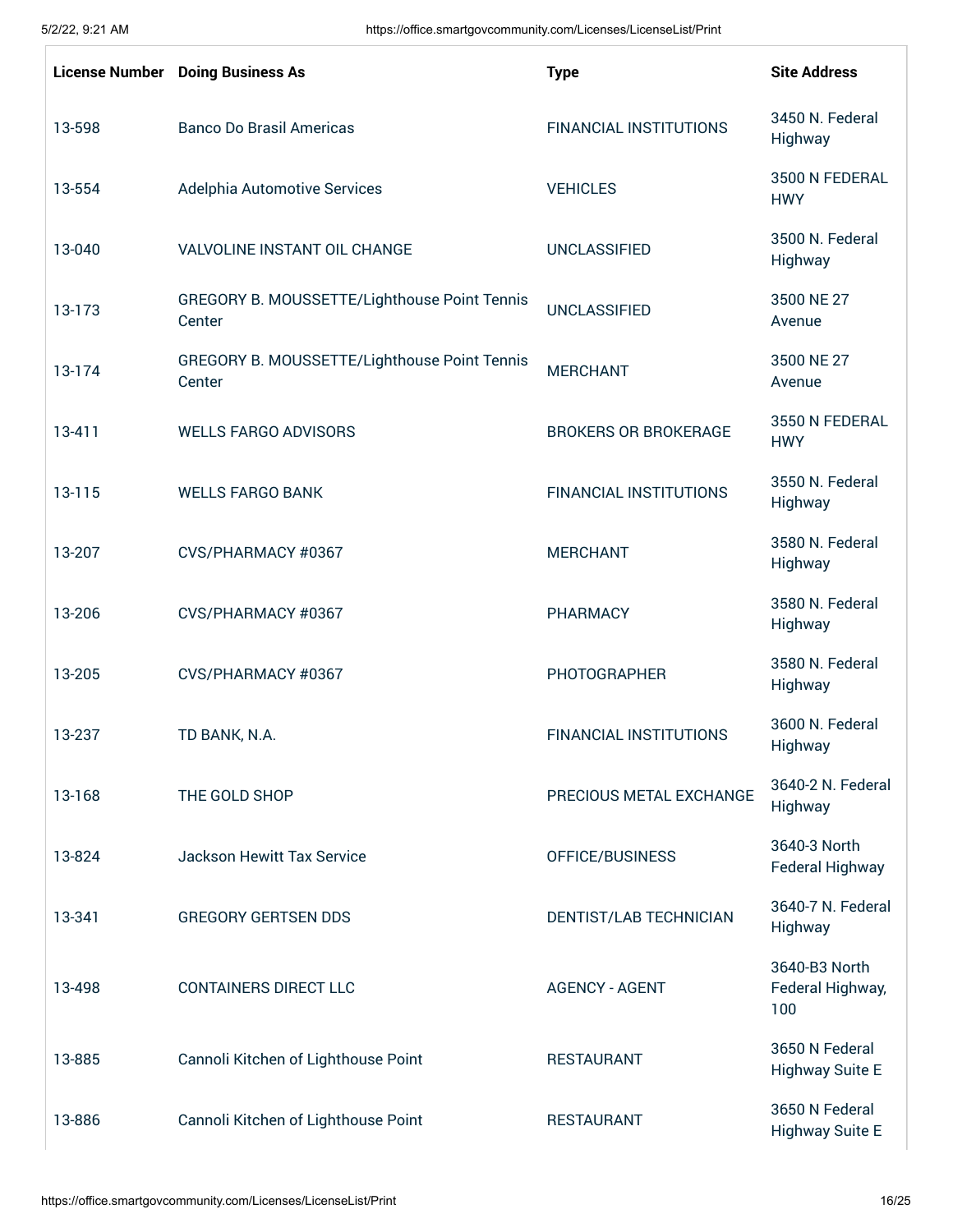| License Number | Doing Business As | Type | Site Address |
|---|---|---|---|
| 13-598 | Banco Do Brasil Americas | FINANCIAL INSTITUTIONS | 3450 N. Federal Highway |
| 13-554 | Adelphia Automotive Services | VEHICLES | 3500 N FEDERAL HWY |
| 13-040 | VALVOLINE INSTANT OIL CHANGE | UNCLASSIFIED | 3500 N. Federal Highway |
| 13-173 | GREGORY B. MOUSSETTE/Lighthouse Point Tennis Center | UNCLASSIFIED | 3500 NE 27 Avenue |
| 13-174 | GREGORY B. MOUSSETTE/Lighthouse Point Tennis Center | MERCHANT | 3500 NE 27 Avenue |
| 13-411 | WELLS FARGO ADVISORS | BROKERS OR BROKERAGE | 3550 N FEDERAL HWY |
| 13-115 | WELLS FARGO BANK | FINANCIAL INSTITUTIONS | 3550 N. Federal Highway |
| 13-207 | CVS/PHARMACY #0367 | MERCHANT | 3580 N. Federal Highway |
| 13-206 | CVS/PHARMACY #0367 | PHARMACY | 3580 N. Federal Highway |
| 13-205 | CVS/PHARMACY #0367 | PHOTOGRAPHER | 3580 N. Federal Highway |
| 13-237 | TD BANK, N.A. | FINANCIAL INSTITUTIONS | 3600 N. Federal Highway |
| 13-168 | THE GOLD SHOP | PRECIOUS METAL EXCHANGE | 3640-2 N. Federal Highway |
| 13-824 | Jackson Hewitt Tax Service | OFFICE/BUSINESS | 3640-3 North Federal Highway |
| 13-341 | GREGORY GERTSEN DDS | DENTIST/LAB TECHNICIAN | 3640-7 N. Federal Highway |
| 13-498 | CONTAINERS DIRECT LLC | AGENCY - AGENT | 3640-B3 North Federal Highway, 100 |
| 13-885 | Cannoli Kitchen of Lighthouse Point | RESTAURANT | 3650 N Federal Highway Suite E |
| 13-886 | Cannoli Kitchen of Lighthouse Point | RESTAURANT | 3650 N Federal Highway Suite E |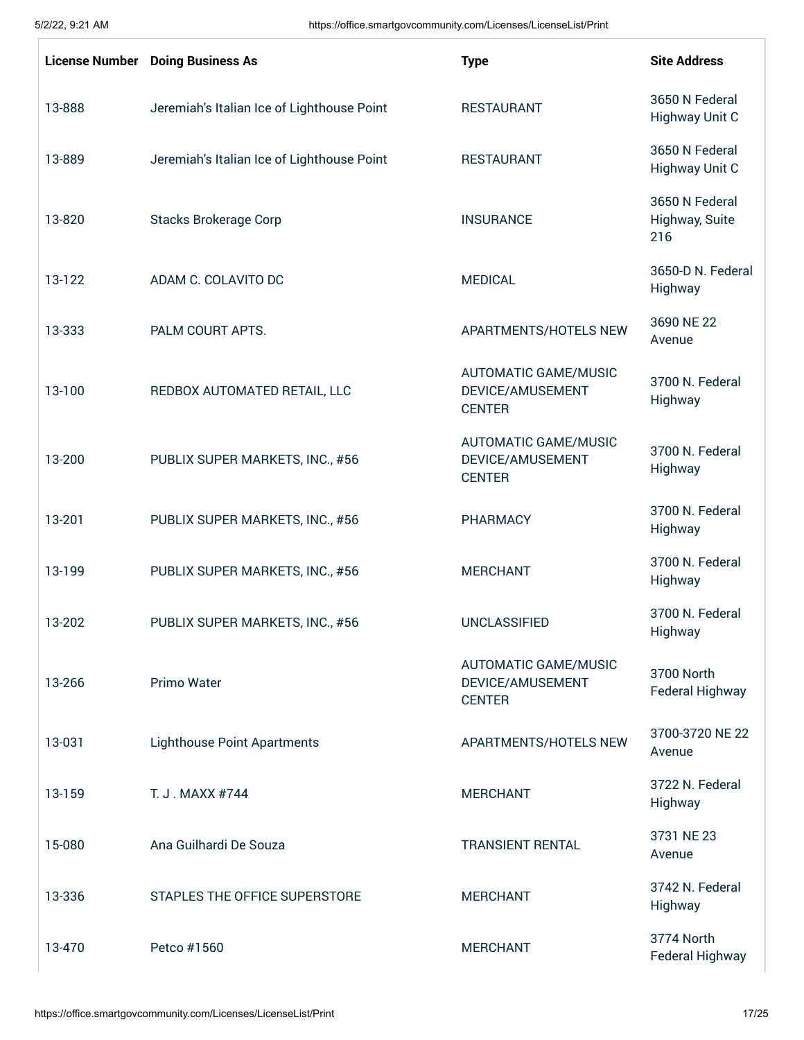| License Number | Doing Business As | Type | Site Address |
|---|---|---|---|
| 13-888 | Jeremiah's Italian Ice of Lighthouse Point | RESTAURANT | 3650 N Federal Highway Unit C |
| 13-889 | Jeremiah's Italian Ice of Lighthouse Point | RESTAURANT | 3650 N Federal Highway Unit C |
| 13-820 | Stacks Brokerage Corp | INSURANCE | 3650 N Federal Highway, Suite 216 |
| 13-122 | ADAM C. COLAVITO DC | MEDICAL | 3650-D N. Federal Highway |
| 13-333 | PALM COURT APTS. | APARTMENTS/HOTELS NEW | 3690 NE 22 Avenue |
| 13-100 | REDBOX AUTOMATED RETAIL, LLC | AUTOMATIC GAME/MUSIC DEVICE/AMUSEMENT CENTER | 3700 N. Federal Highway |
| 13-200 | PUBLIX SUPER MARKETS, INC., #56 | AUTOMATIC GAME/MUSIC DEVICE/AMUSEMENT CENTER | 3700 N. Federal Highway |
| 13-201 | PUBLIX SUPER MARKETS, INC., #56 | PHARMACY | 3700 N. Federal Highway |
| 13-199 | PUBLIX SUPER MARKETS, INC., #56 | MERCHANT | 3700 N. Federal Highway |
| 13-202 | PUBLIX SUPER MARKETS, INC., #56 | UNCLASSIFIED | 3700 N. Federal Highway |
| 13-266 | Primo Water | AUTOMATIC GAME/MUSIC DEVICE/AMUSEMENT CENTER | 3700 North Federal Highway |
| 13-031 | Lighthouse Point Apartments | APARTMENTS/HOTELS NEW | 3700-3720 NE 22 Avenue |
| 13-159 | T. J . MAXX #744 | MERCHANT | 3722 N. Federal Highway |
| 15-080 | Ana Guilhardi De Souza | TRANSIENT RENTAL | 3731 NE 23 Avenue |
| 13-336 | STAPLES THE OFFICE SUPERSTORE | MERCHANT | 3742 N. Federal Highway |
| 13-470 | Petco #1560 | MERCHANT | 3774 North Federal Highway |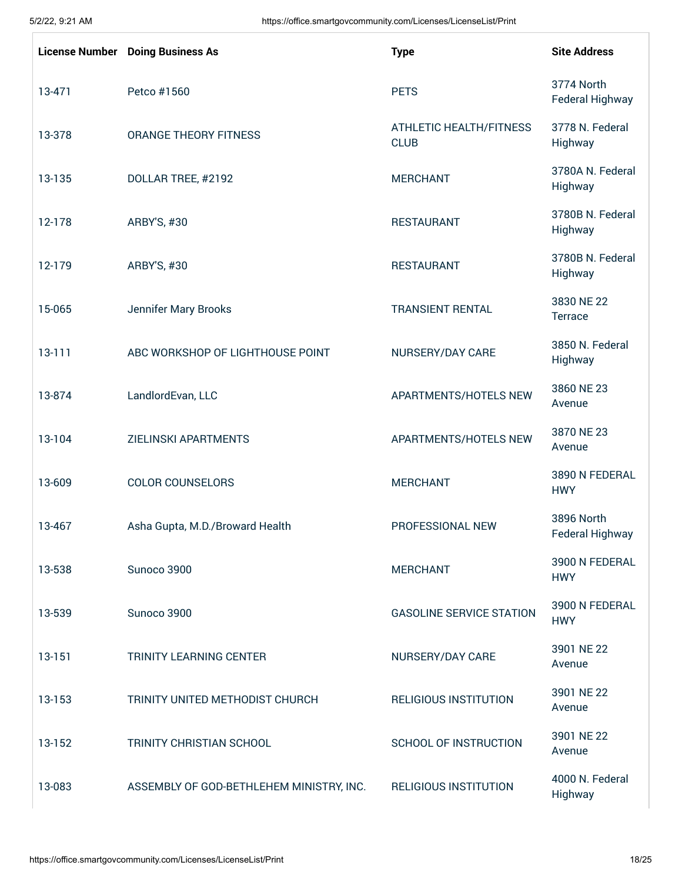| License Number | Doing Business As | Type | Site Address |
|---|---|---|---|
| 13-471 | Petco #1560 | PETS | 3774 North Federal Highway |
| 13-378 | ORANGE THEORY FITNESS | ATHLETIC HEALTH/FITNESS CLUB | 3778 N. Federal Highway |
| 13-135 | DOLLAR TREE, #2192 | MERCHANT | 3780A N. Federal Highway |
| 12-178 | ARBY'S, #30 | RESTAURANT | 3780B N. Federal Highway |
| 12-179 | ARBY'S, #30 | RESTAURANT | 3780B N. Federal Highway |
| 15-065 | Jennifer Mary Brooks | TRANSIENT RENTAL | 3830 NE 22 Terrace |
| 13-111 | ABC WORKSHOP OF LIGHTHOUSE POINT | NURSERY/DAY CARE | 3850 N. Federal Highway |
| 13-874 | LandlordEvan, LLC | APARTMENTS/HOTELS NEW | 3860 NE 23 Avenue |
| 13-104 | ZIELINSKI APARTMENTS | APARTMENTS/HOTELS NEW | 3870 NE 23 Avenue |
| 13-609 | COLOR COUNSELORS | MERCHANT | 3890 N FEDERAL HWY |
| 13-467 | Asha Gupta, M.D./Broward Health | PROFESSIONAL NEW | 3896 North Federal Highway |
| 13-538 | Sunoco 3900 | MERCHANT | 3900 N FEDERAL HWY |
| 13-539 | Sunoco 3900 | GASOLINE SERVICE STATION | 3900 N FEDERAL HWY |
| 13-151 | TRINITY LEARNING CENTER | NURSERY/DAY CARE | 3901 NE 22 Avenue |
| 13-153 | TRINITY UNITED METHODIST CHURCH | RELIGIOUS INSTITUTION | 3901 NE 22 Avenue |
| 13-152 | TRINITY CHRISTIAN SCHOOL | SCHOOL OF INSTRUCTION | 3901 NE 22 Avenue |
| 13-083 | ASSEMBLY OF GOD-BETHLEHEM MINISTRY, INC. | RELIGIOUS INSTITUTION | 4000 N. Federal Highway |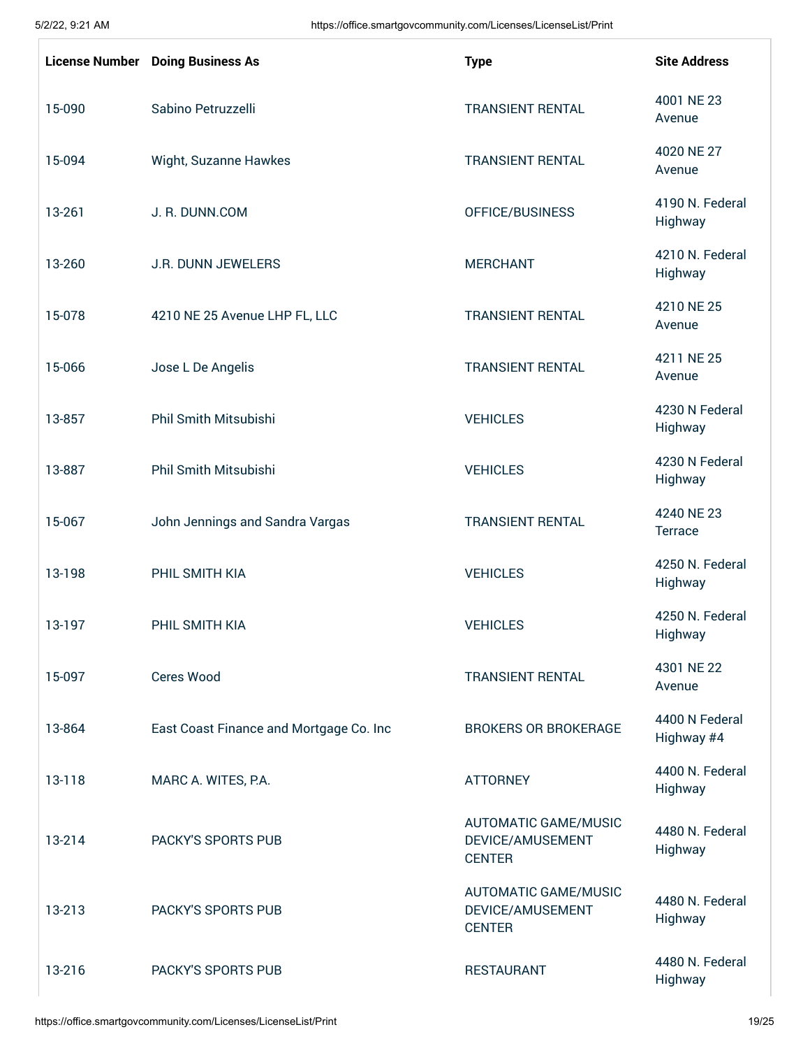| License Number | Doing Business As | Type | Site Address |
|---|---|---|---|
| 15-090 | Sabino Petruzzelli | TRANSIENT RENTAL | 4001 NE 23 Avenue |
| 15-094 | Wight, Suzanne Hawkes | TRANSIENT RENTAL | 4020 NE 27 Avenue |
| 13-261 | J. R. DUNN.COM | OFFICE/BUSINESS | 4190 N. Federal Highway |
| 13-260 | J.R. DUNN JEWELERS | MERCHANT | 4210 N. Federal Highway |
| 15-078 | 4210 NE 25 Avenue LHP FL, LLC | TRANSIENT RENTAL | 4210 NE 25 Avenue |
| 15-066 | Jose L De Angelis | TRANSIENT RENTAL | 4211 NE 25 Avenue |
| 13-857 | Phil Smith Mitsubishi | VEHICLES | 4230 N Federal Highway |
| 13-887 | Phil Smith Mitsubishi | VEHICLES | 4230 N Federal Highway |
| 15-067 | John Jennings and Sandra Vargas | TRANSIENT RENTAL | 4240 NE 23 Terrace |
| 13-198 | PHIL SMITH KIA | VEHICLES | 4250 N. Federal Highway |
| 13-197 | PHIL SMITH KIA | VEHICLES | 4250 N. Federal Highway |
| 15-097 | Ceres Wood | TRANSIENT RENTAL | 4301 NE 22 Avenue |
| 13-864 | East Coast Finance and Mortgage Co. Inc | BROKERS OR BROKERAGE | 4400 N Federal Highway #4 |
| 13-118 | MARC A. WITES, P.A. | ATTORNEY | 4400 N. Federal Highway |
| 13-214 | PACKY'S SPORTS PUB | AUTOMATIC GAME/MUSIC DEVICE/AMUSEMENT CENTER | 4480 N. Federal Highway |
| 13-213 | PACKY'S SPORTS PUB | AUTOMATIC GAME/MUSIC DEVICE/AMUSEMENT CENTER | 4480 N. Federal Highway |
| 13-216 | PACKY'S SPORTS PUB | RESTAURANT | 4480 N. Federal Highway |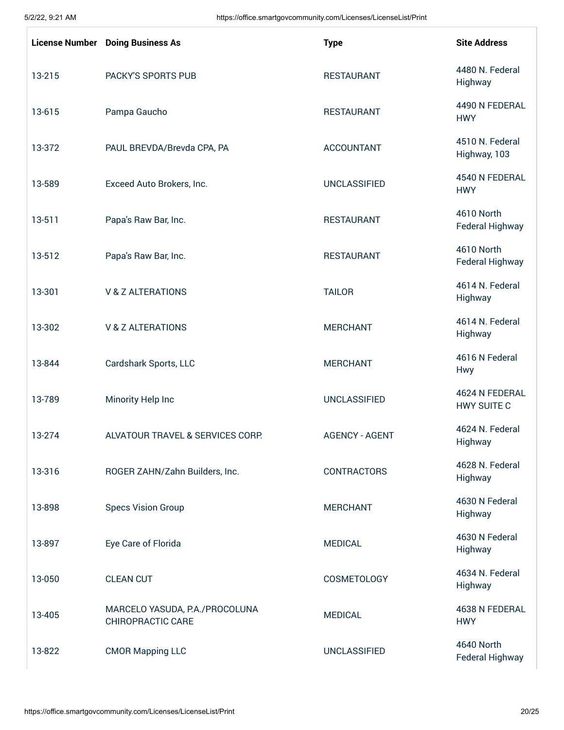| License Number | Doing Business As | Type | Site Address |
|---|---|---|---|
| 13-215 | PACKY'S SPORTS PUB | RESTAURANT | 4480 N. Federal Highway |
| 13-615 | Pampa Gaucho | RESTAURANT | 4490 N FEDERAL HWY |
| 13-372 | PAUL BREVDA/Brevda CPA, PA | ACCOUNTANT | 4510 N. Federal Highway, 103 |
| 13-589 | Exceed Auto Brokers, Inc. | UNCLASSIFIED | 4540 N FEDERAL HWY |
| 13-511 | Papa's Raw Bar, Inc. | RESTAURANT | 4610 North Federal Highway |
| 13-512 | Papa's Raw Bar, Inc. | RESTAURANT | 4610 North Federal Highway |
| 13-301 | V & Z ALTERATIONS | TAILOR | 4614 N. Federal Highway |
| 13-302 | V & Z ALTERATIONS | MERCHANT | 4614 N. Federal Highway |
| 13-844 | Cardshark Sports, LLC | MERCHANT | 4616 N Federal Hwy |
| 13-789 | Minority Help Inc | UNCLASSIFIED | 4624 N FEDERAL HWY SUITE C |
| 13-274 | ALVATOUR TRAVEL & SERVICES CORP. | AGENCY - AGENT | 4624 N. Federal Highway |
| 13-316 | ROGER ZAHN/Zahn Builders, Inc. | CONTRACTORS | 4628 N. Federal Highway |
| 13-898 | Specs Vision Group | MERCHANT | 4630 N Federal Highway |
| 13-897 | Eye Care of Florida | MEDICAL | 4630 N Federal Highway |
| 13-050 | CLEAN CUT | COSMETOLOGY | 4634 N. Federal Highway |
| 13-405 | MARCELO YASUDA, P.A./PROCOLUNA CHIROPRACTIC CARE | MEDICAL | 4638 N FEDERAL HWY |
| 13-822 | CMOR Mapping LLC | UNCLASSIFIED | 4640 North Federal Highway |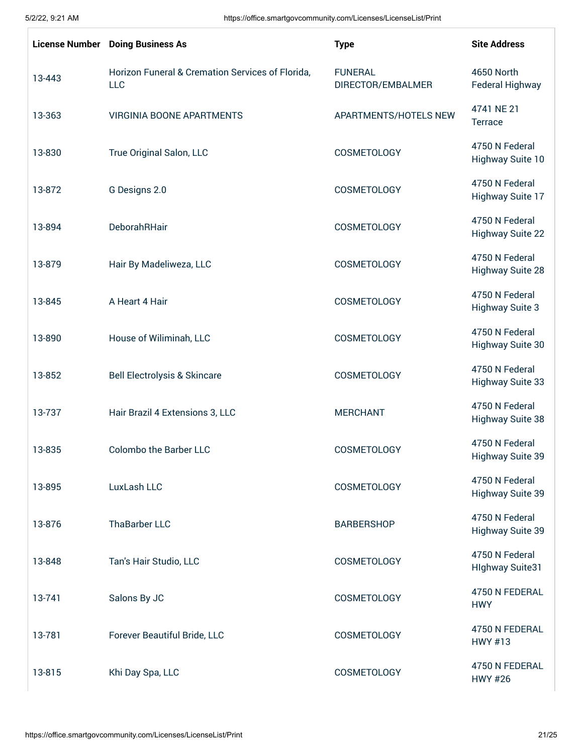| License Number | Doing Business As | Type | Site Address |
|---|---|---|---|
| 13-443 | Horizon Funeral & Cremation Services of Florida, LLC | FUNERAL DIRECTOR/EMBALMER | 4650 North Federal Highway |
| 13-363 | VIRGINIA BOONE APARTMENTS | APARTMENTS/HOTELS NEW | 4741 NE 21 Terrace |
| 13-830 | True Original Salon, LLC | COSMETOLOGY | 4750 N Federal Highway Suite 10 |
| 13-872 | G Designs 2.0 | COSMETOLOGY | 4750 N Federal Highway Suite 17 |
| 13-894 | DeborahRHair | COSMETOLOGY | 4750 N Federal Highway Suite 22 |
| 13-879 | Hair By Madeliweza, LLC | COSMETOLOGY | 4750 N Federal Highway Suite 28 |
| 13-845 | A Heart 4 Hair | COSMETOLOGY | 4750 N Federal Highway Suite 3 |
| 13-890 | House of Wiliminah, LLC | COSMETOLOGY | 4750 N Federal Highway Suite 30 |
| 13-852 | Bell Electrolysis & Skincare | COSMETOLOGY | 4750 N Federal Highway Suite 33 |
| 13-737 | Hair Brazil 4 Extensions 3, LLC | MERCHANT | 4750 N Federal Highway Suite 38 |
| 13-835 | Colombo the Barber LLC | COSMETOLOGY | 4750 N Federal Highway Suite 39 |
| 13-895 | LuxLash LLC | COSMETOLOGY | 4750 N Federal Highway Suite 39 |
| 13-876 | ThaBarber LLC | BARBERSHOP | 4750 N Federal Highway Suite 39 |
| 13-848 | Tan's Hair Studio, LLC | COSMETOLOGY | 4750 N Federal HIghway Suite31 |
| 13-741 | Salons By JC | COSMETOLOGY | 4750 N FEDERAL HWY |
| 13-781 | Forever Beautiful Bride, LLC | COSMETOLOGY | 4750 N FEDERAL HWY #13 |
| 13-815 | Khi Day Spa, LLC | COSMETOLOGY | 4750 N FEDERAL HWY #26 |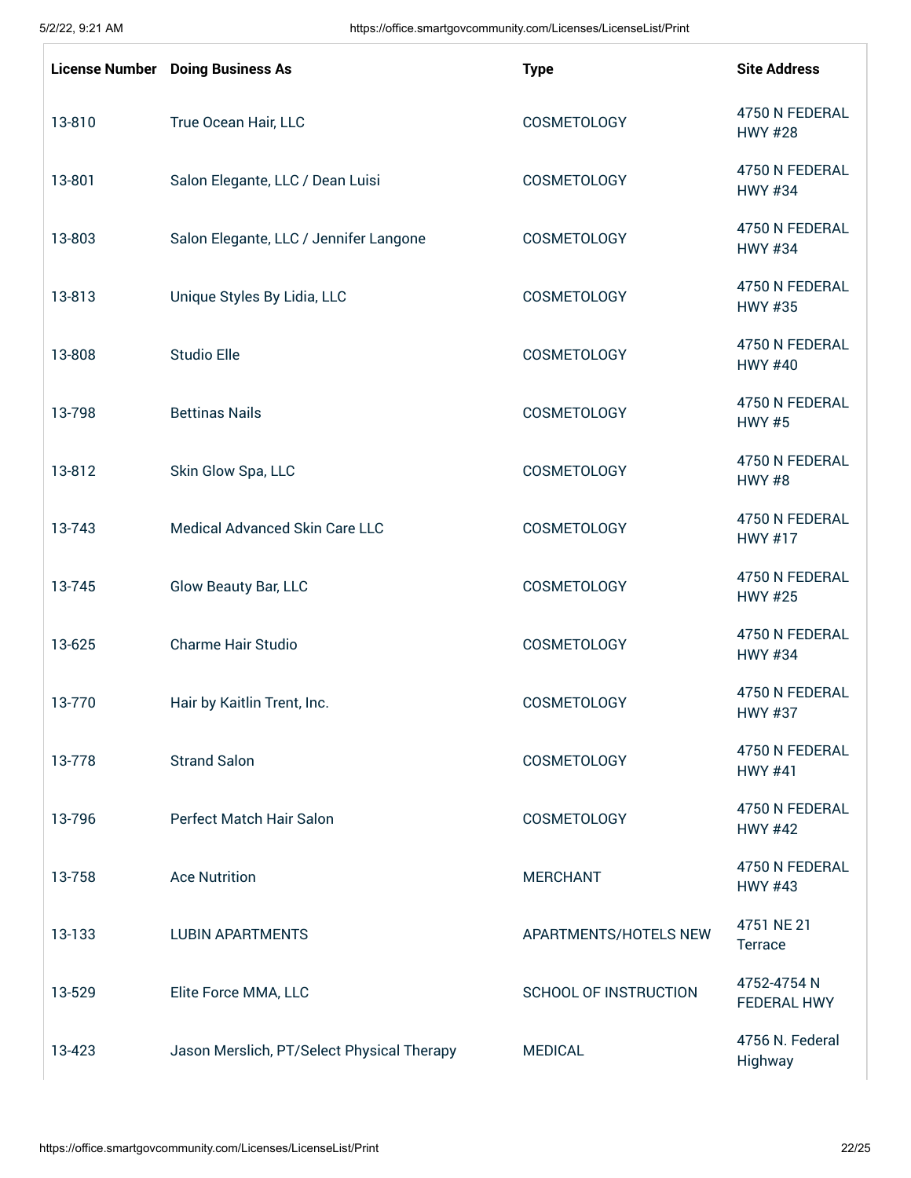| License Number | Doing Business As | Type | Site Address |
|---|---|---|---|
| 13-810 | True Ocean Hair, LLC | COSMETOLOGY | 4750 N FEDERAL HWY #28 |
| 13-801 | Salon Elegante, LLC / Dean Luisi | COSMETOLOGY | 4750 N FEDERAL HWY #34 |
| 13-803 | Salon Elegante, LLC / Jennifer Langone | COSMETOLOGY | 4750 N FEDERAL HWY #34 |
| 13-813 | Unique Styles By Lidia, LLC | COSMETOLOGY | 4750 N FEDERAL HWY #35 |
| 13-808 | Studio Elle | COSMETOLOGY | 4750 N FEDERAL HWY #40 |
| 13-798 | Bettinas Nails | COSMETOLOGY | 4750 N FEDERAL HWY #5 |
| 13-812 | Skin Glow Spa, LLC | COSMETOLOGY | 4750 N FEDERAL HWY #8 |
| 13-743 | Medical Advanced Skin Care LLC | COSMETOLOGY | 4750 N FEDERAL HWY #17 |
| 13-745 | Glow Beauty Bar, LLC | COSMETOLOGY | 4750 N FEDERAL HWY #25 |
| 13-625 | Charme Hair Studio | COSMETOLOGY | 4750 N FEDERAL HWY #34 |
| 13-770 | Hair by Kaitlin Trent, Inc. | COSMETOLOGY | 4750 N FEDERAL HWY #37 |
| 13-778 | Strand Salon | COSMETOLOGY | 4750 N FEDERAL HWY #41 |
| 13-796 | Perfect Match Hair Salon | COSMETOLOGY | 4750 N FEDERAL HWY #42 |
| 13-758 | Ace Nutrition | MERCHANT | 4750 N FEDERAL HWY #43 |
| 13-133 | LUBIN APARTMENTS | APARTMENTS/HOTELS NEW | 4751 NE 21 Terrace |
| 13-529 | Elite Force MMA, LLC | SCHOOL OF INSTRUCTION | 4752-4754 N FEDERAL HWY |
| 13-423 | Jason Merslich, PT/Select Physical Therapy | MEDICAL | 4756 N. Federal Highway |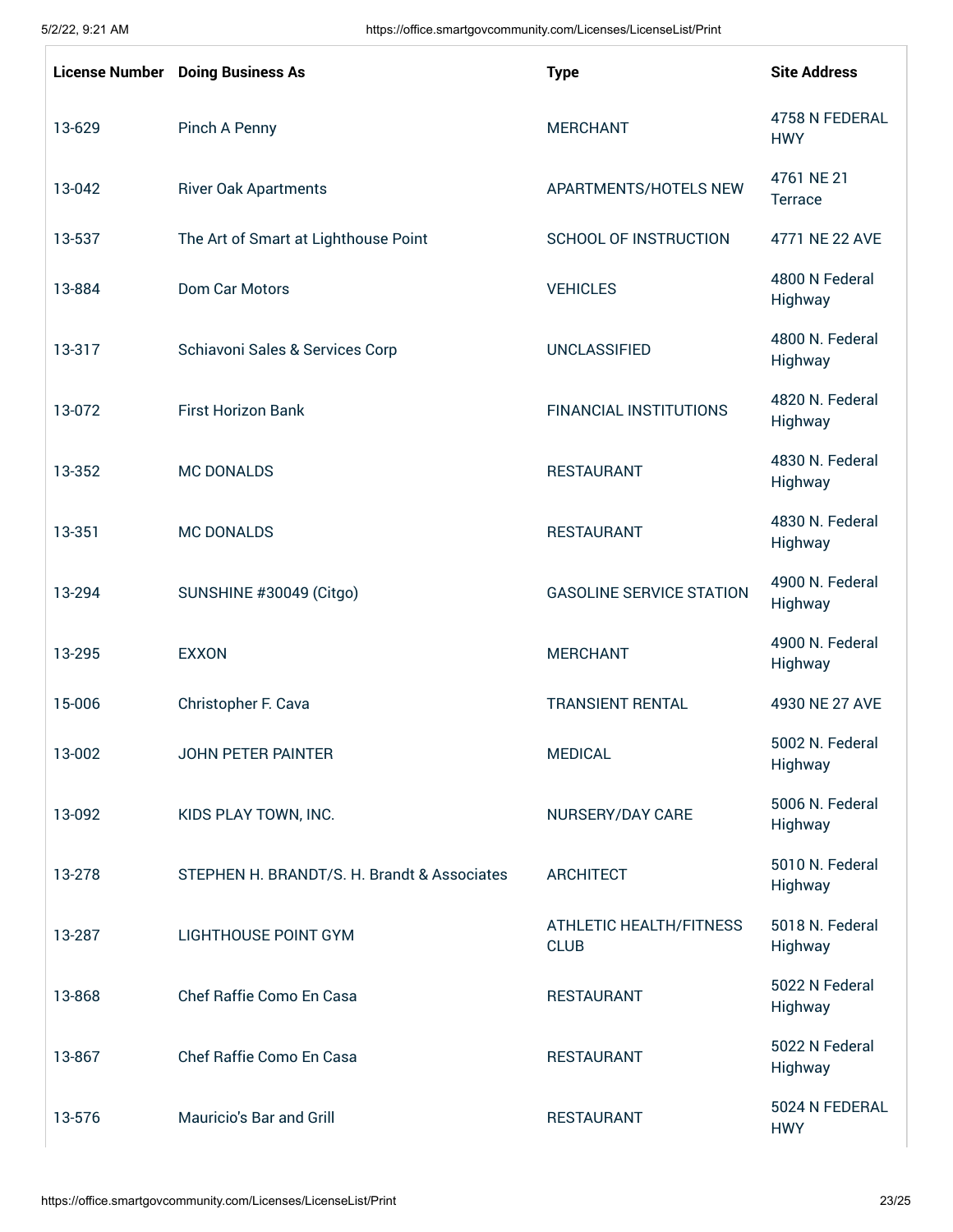| License Number | Doing Business As | Type | Site Address |
|---|---|---|---|
| 13-629 | Pinch A Penny | MERCHANT | 4758 N FEDERAL HWY |
| 13-042 | River Oak Apartments | APARTMENTS/HOTELS NEW | 4761 NE 21 Terrace |
| 13-537 | The Art of Smart at Lighthouse Point | SCHOOL OF INSTRUCTION | 4771 NE 22 AVE |
| 13-884 | Dom Car Motors | VEHICLES | 4800 N Federal Highway |
| 13-317 | Schiavoni Sales & Services Corp | UNCLASSIFIED | 4800 N. Federal Highway |
| 13-072 | First Horizon Bank | FINANCIAL INSTITUTIONS | 4820 N. Federal Highway |
| 13-352 | MC DONALDS | RESTAURANT | 4830 N. Federal Highway |
| 13-351 | MC DONALDS | RESTAURANT | 4830 N. Federal Highway |
| 13-294 | SUNSHINE #30049 (Citgo) | GASOLINE SERVICE STATION | 4900 N. Federal Highway |
| 13-295 | EXXON | MERCHANT | 4900 N. Federal Highway |
| 15-006 | Christopher F. Cava | TRANSIENT RENTAL | 4930 NE 27 AVE |
| 13-002 | JOHN PETER PAINTER | MEDICAL | 5002 N. Federal Highway |
| 13-092 | KIDS PLAY TOWN, INC. | NURSERY/DAY CARE | 5006 N. Federal Highway |
| 13-278 | STEPHEN H. BRANDT/S. H. Brandt & Associates | ARCHITECT | 5010 N. Federal Highway |
| 13-287 | LIGHTHOUSE POINT GYM | ATHLETIC HEALTH/FITNESS CLUB | 5018 N. Federal Highway |
| 13-868 | Chef Raffie Como En Casa | RESTAURANT | 5022 N Federal Highway |
| 13-867 | Chef Raffie Como En Casa | RESTAURANT | 5022 N Federal Highway |
| 13-576 | Mauricio's Bar and Grill | RESTAURANT | 5024 N FEDERAL HWY |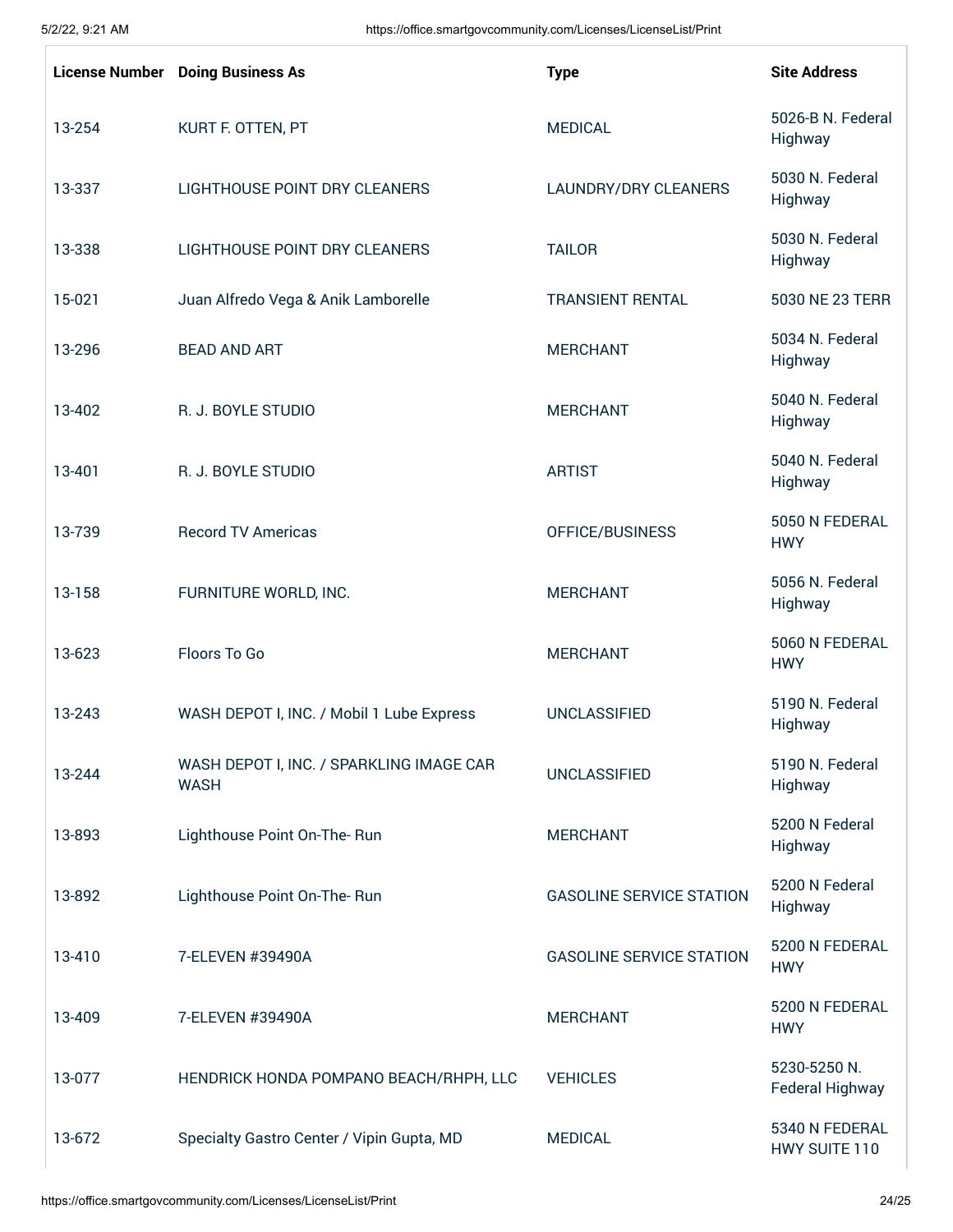| License Number | Doing Business As | Type | Site Address |
|---|---|---|---|
| 13-254 | KURT F. OTTEN, PT | MEDICAL | 5026-B N. Federal Highway |
| 13-337 | LIGHTHOUSE POINT DRY CLEANERS | LAUNDRY/DRY CLEANERS | 5030 N. Federal Highway |
| 13-338 | LIGHTHOUSE POINT DRY CLEANERS | TAILOR | 5030 N. Federal Highway |
| 15-021 | Juan Alfredo Vega & Anik Lamborelle | TRANSIENT RENTAL | 5030 NE 23 TERR |
| 13-296 | BEAD AND ART | MERCHANT | 5034 N. Federal Highway |
| 13-402 | R. J. BOYLE STUDIO | MERCHANT | 5040 N. Federal Highway |
| 13-401 | R. J. BOYLE STUDIO | ARTIST | 5040 N. Federal Highway |
| 13-739 | Record TV Americas | OFFICE/BUSINESS | 5050 N FEDERAL HWY |
| 13-158 | FURNITURE WORLD, INC. | MERCHANT | 5056 N. Federal Highway |
| 13-623 | Floors To Go | MERCHANT | 5060 N FEDERAL HWY |
| 13-243 | WASH DEPOT I, INC. / Mobil 1 Lube Express | UNCLASSIFIED | 5190 N. Federal Highway |
| 13-244 | WASH DEPOT I, INC. / SPARKLING IMAGE CAR WASH | UNCLASSIFIED | 5190 N. Federal Highway |
| 13-893 | Lighthouse Point On-The- Run | MERCHANT | 5200 N Federal Highway |
| 13-892 | Lighthouse Point On-The- Run | GASOLINE SERVICE STATION | 5200 N Federal Highway |
| 13-410 | 7-ELEVEN #39490A | GASOLINE SERVICE STATION | 5200 N FEDERAL HWY |
| 13-409 | 7-ELEVEN #39490A | MERCHANT | 5200 N FEDERAL HWY |
| 13-077 | HENDRICK HONDA POMPANO BEACH/RHPH, LLC | VEHICLES | 5230-5250 N. Federal Highway |
| 13-672 | Specialty Gastro Center / Vipin Gupta, MD | MEDICAL | 5340 N FEDERAL HWY SUITE 110 |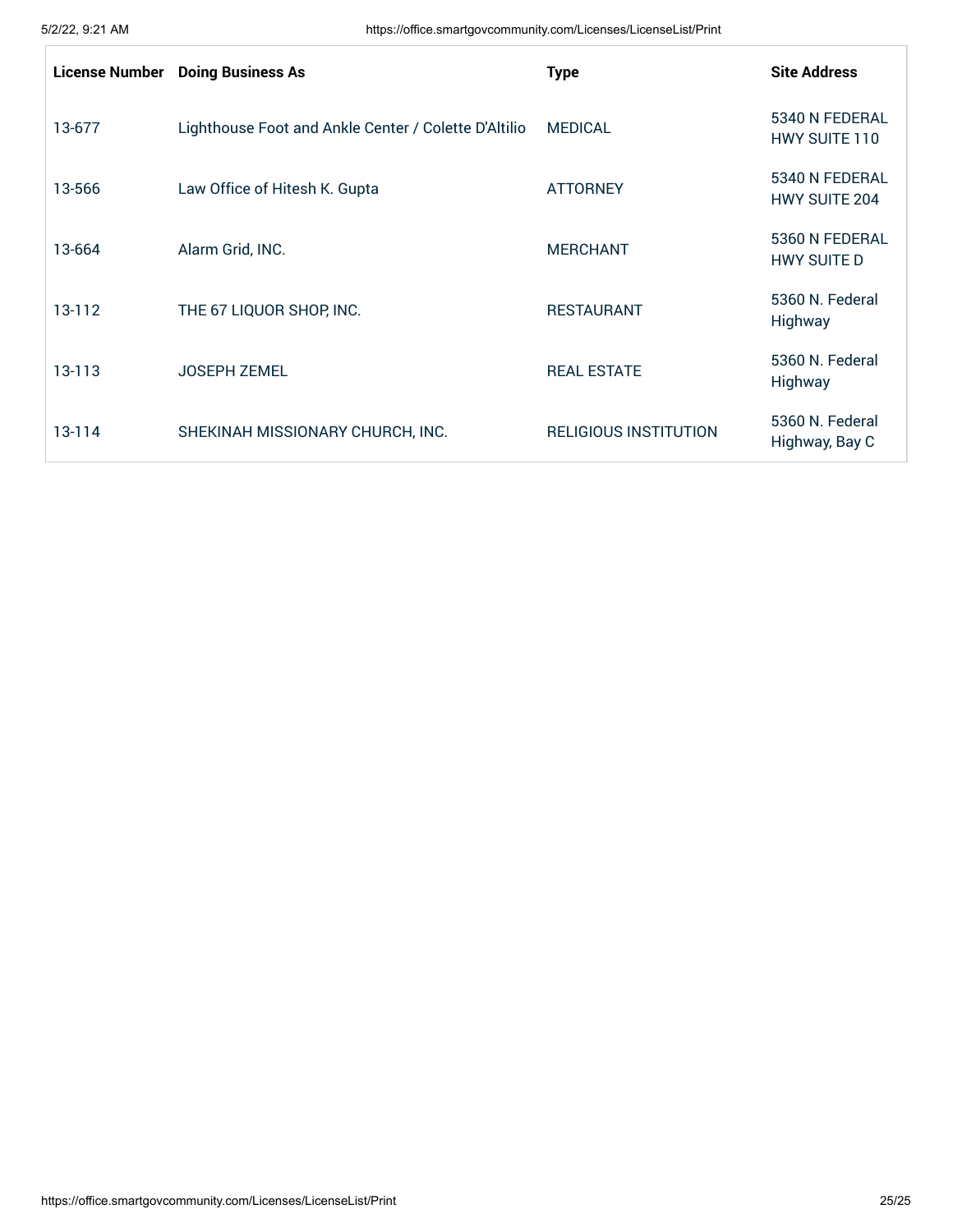| License Number | Doing Business As | Type | Site Address |
| --- | --- | --- | --- |
| 13-677 | Lighthouse Foot and Ankle Center / Colette D'Altilio | MEDICAL | 5340 N FEDERAL HWY SUITE 110 |
| 13-566 | Law Office of Hitesh K. Gupta | ATTORNEY | 5340 N FEDERAL HWY SUITE 204 |
| 13-664 | Alarm Grid, INC. | MERCHANT | 5360 N FEDERAL HWY SUITE D |
| 13-112 | THE 67 LIQUOR SHOP, INC. | RESTAURANT | 5360 N. Federal Highway |
| 13-113 | JOSEPH ZEMEL | REAL ESTATE | 5360 N. Federal Highway |
| 13-114 | SHEKINAH MISSIONARY CHURCH, INC. | RELIGIOUS INSTITUTION | 5360 N. Federal Highway, Bay C |